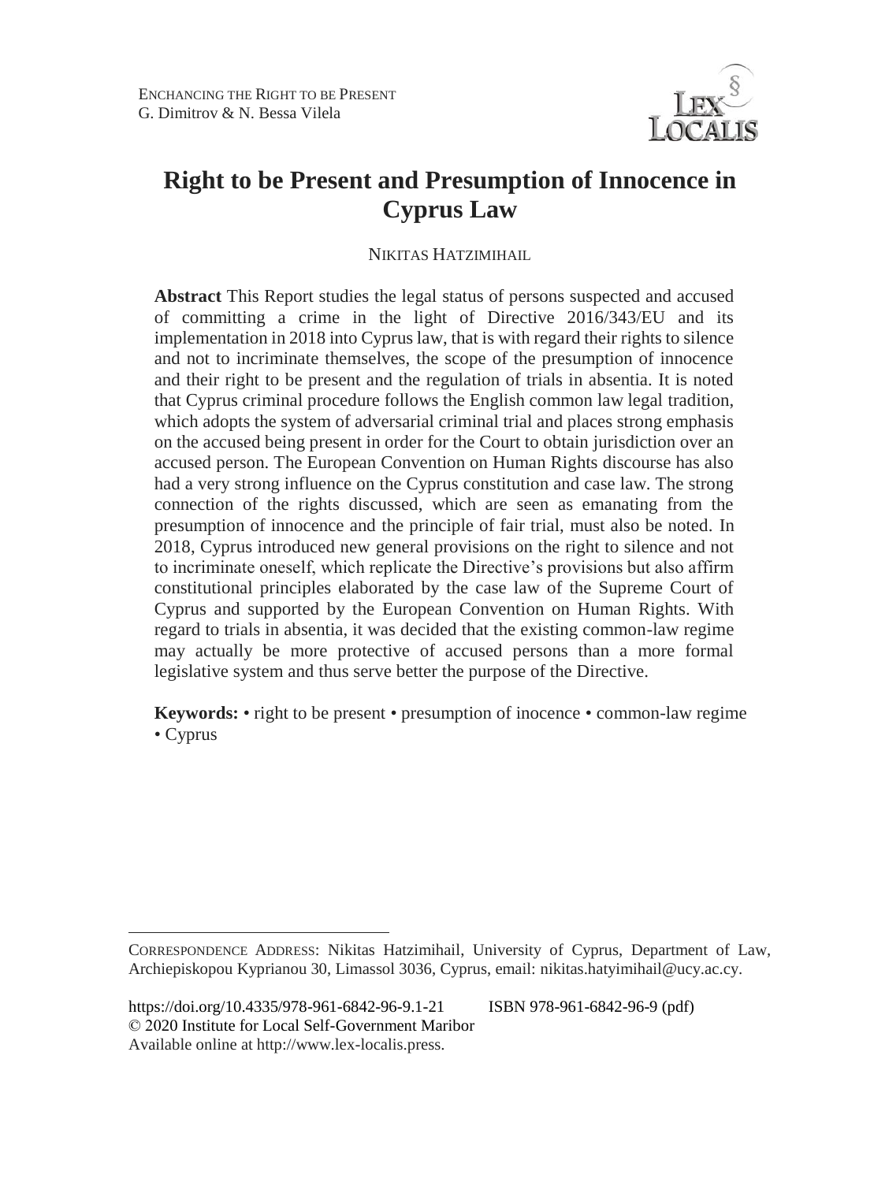# Right to be Present and Presumption of Innocence in Cyprus Law

NIKITAS HATZIMIHAIL

**Abstract** This Report studies the legal status of persons suspected and accused of committing a crime in the light of Directive 2016/343/EU and its implementation in 2018 into Cyprus law, that is with regard their rights to silence and not to incriminate themselves, the scope of the presumption of innocence and their right to be present and the regulation of trials in absentia. It is noted that Cyprus criminal procedure follows the English common law legal tradition, which adopts the system of adversarial criminal trial and places strong emphasis on the accused being present in order for the Court to obtain jurisdiction over an accused person. The European Convention on Human Rights discourse has also had a very strong influence on the Cyprus constitution and case law. The strong connection of the rights discussed, which are seen as emanating from the presumption of innocence and the principle of fair trial, must also be noted. In 2018, Cyprus introduced new general provisions on the right to silence and not to incriminate oneself, which replicate the Directive's provisions but also affirm constitutional principles elaborated by the case law of the Supreme Court of Cyprus and supported by the European Convention on Human Rights. With regard to trials in absentia, it was decided that the existing common-law regime may actually be more protective of accused persons than a more formal legislative system and thus serve better the purpose of the Directive.

**Keywords:** • right to be present • presumption of inocence • common-law regime • Cyprus

---

CORRESPONDENCE ADDRESS: Nikitas Hatzimihail, University of Cyprus, Department of Law, Archiepiskopou Kyprianou 30, Limassol 3036, Cyprus, email: nikitas.hatyimihail@ucy.ac.cy.

https://doi.org/10.4335/978-961-6842-96-9.1-21 ISBN 978-961-6842-96-9 (pdf)
© 2020 Institute for Local Self-Government Maribor
Available online at http://www.lex-localis.press.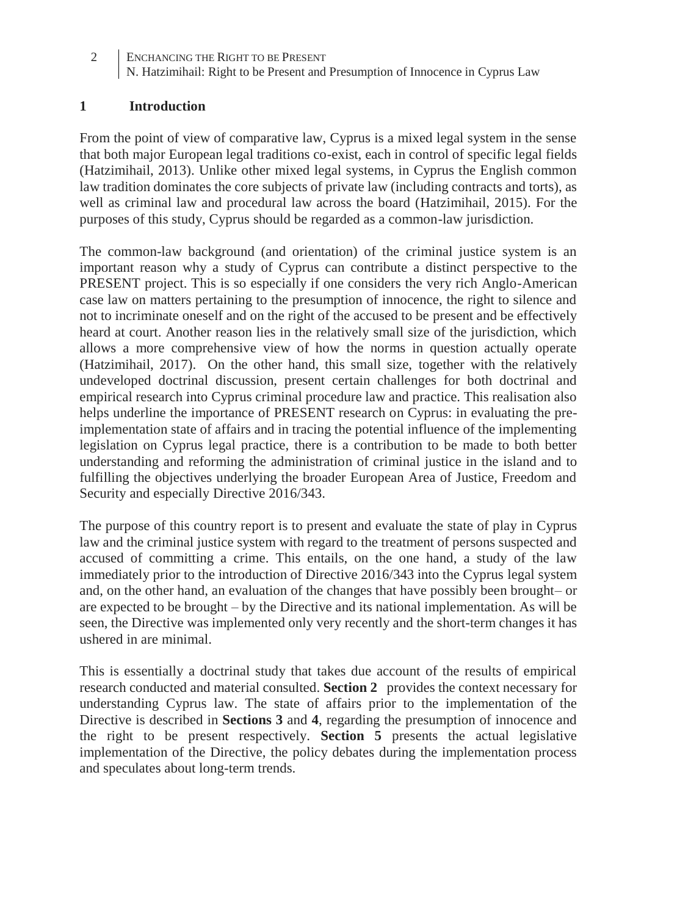## 1 Introduction

From the point of view of comparative law, Cyprus is a mixed legal system in the sense that both major European legal traditions co-exist, each in control of specific legal fields (Hatzimihail, 2013). Unlike other mixed legal systems, in Cyprus the English common law tradition dominates the core subjects of private law (including contracts and torts), as well as criminal law and procedural law across the board (Hatzimihail, 2015). For the purposes of this study, Cyprus should be regarded as a common-law jurisdiction.

The common-law background (and orientation) of the criminal justice system is an important reason why a study of Cyprus can contribute a distinct perspective to the PRESENT project. This is so especially if one considers the very rich Anglo-American case law on matters pertaining to the presumption of innocence, the right to silence and not to incriminate oneself and on the right of the accused to be present and be effectively heard at court. Another reason lies in the relatively small size of the jurisdiction, which allows a more comprehensive view of how the norms in question actually operate (Hatzimihail, 2017). On the other hand, this small size, together with the relatively undeveloped doctrinal discussion, present certain challenges for both doctrinal and empirical research into Cyprus criminal procedure law and practice. This realisation also helps underline the importance of PRESENT research on Cyprus: in evaluating the pre-implementation state of affairs and in tracing the potential influence of the implementing legislation on Cyprus legal practice, there is a contribution to be made to both better understanding and reforming the administration of criminal justice in the island and to fulfilling the objectives underlying the broader European Area of Justice, Freedom and Security and especially Directive 2016/343.

The purpose of this country report is to present and evaluate the state of play in Cyprus law and the criminal justice system with regard to the treatment of persons suspected and accused of committing a crime. This entails, on the one hand, a study of the law immediately prior to the introduction of Directive 2016/343 into the Cyprus legal system and, on the other hand, an evaluation of the changes that have possibly been brought– or are expected to be brought – by the Directive and its national implementation. As will be seen, the Directive was implemented only very recently and the short-term changes it has ushered in are minimal.

This is essentially a doctrinal study that takes due account of the results of empirical research conducted and material consulted. **Section 2** provides the context necessary for understanding Cyprus law. The state of affairs prior to the implementation of the Directive is described in **Sections 3** and **4**, regarding the presumption of innocence and the right to be present respectively. **Section 5** presents the actual legislative implementation of the Directive, the policy debates during the implementation process and speculates about long-term trends.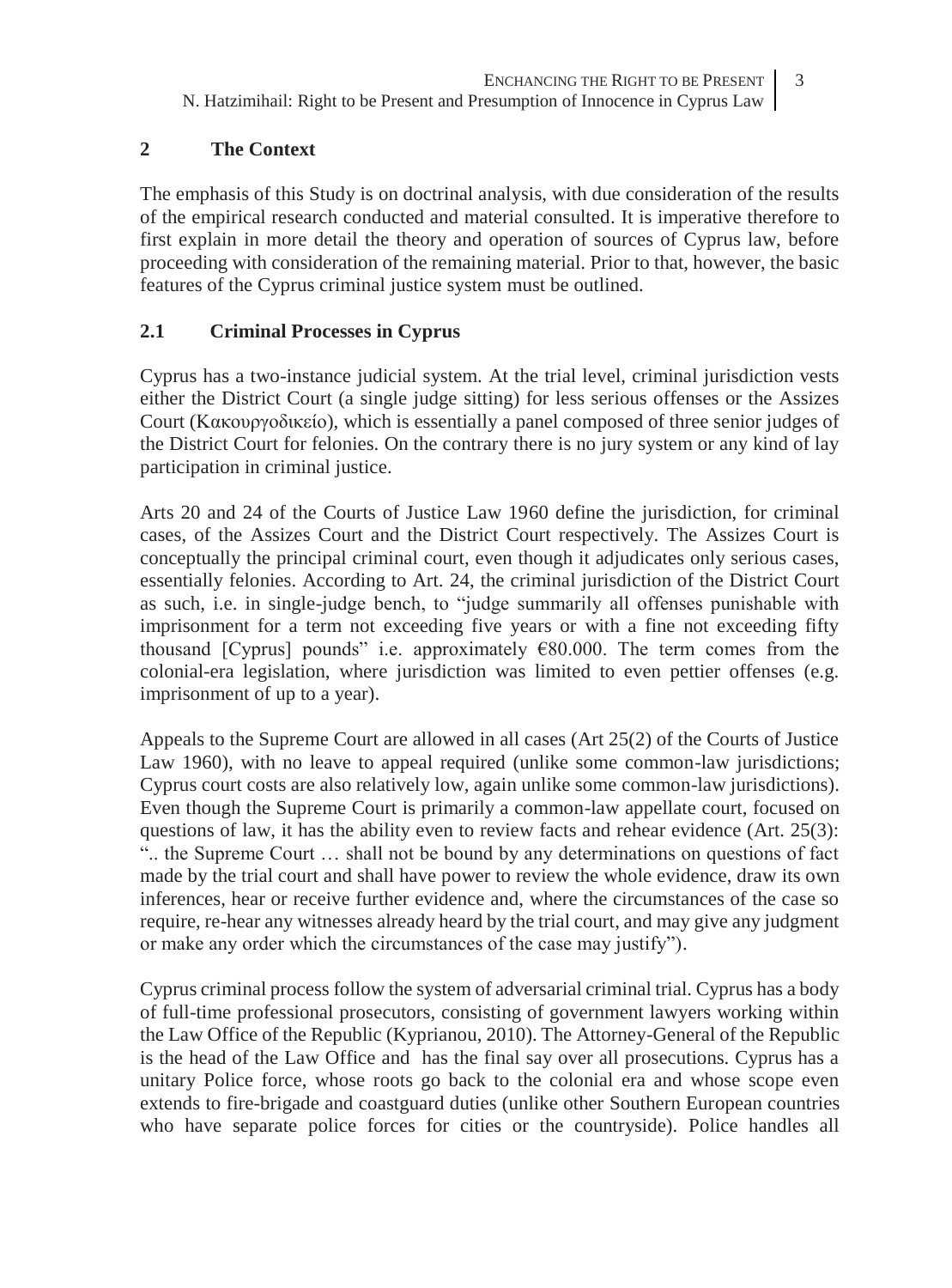## 2 The Context

The emphasis of this Study is on doctrinal analysis, with due consideration of the results of the empirical research conducted and material consulted. It is imperative therefore to first explain in more detail the theory and operation of sources of Cyprus law, before proceeding with consideration of the remaining material. Prior to that, however, the basic features of the Cyprus criminal justice system must be outlined.

### 2.1 Criminal Processes in Cyprus

Cyprus has a two-instance judicial system. At the trial level, criminal jurisdiction vests either the District Court (a single judge sitting) for less serious offenses or the Assizes Court (Κακουργοδικείο), which is essentially a panel composed of three senior judges of the District Court for felonies. On the contrary there is no jury system or any kind of lay participation in criminal justice.

Arts 20 and 24 of the Courts of Justice Law 1960 define the jurisdiction, for criminal cases, of the Assizes Court and the District Court respectively. The Assizes Court is conceptually the principal criminal court, even though it adjudicates only serious cases, essentially felonies. According to Art. 24, the criminal jurisdiction of the District Court as such, i.e. in single-judge bench, to "judge summarily all offenses punishable with imprisonment for a term not exceeding five years or with a fine not exceeding fifty thousand [Cyprus] pounds" i.e. approximately €80.000. The term comes from the colonial-era legislation, where jurisdiction was limited to even pettier offenses (e.g. imprisonment of up to a year).

Appeals to the Supreme Court are allowed in all cases (Art 25(2) of the Courts of Justice Law 1960), with no leave to appeal required (unlike some common-law jurisdictions; Cyprus court costs are also relatively low, again unlike some common-law jurisdictions). Even though the Supreme Court is primarily a common-law appellate court, focused on questions of law, it has the ability even to review facts and rehear evidence (Art. 25(3): ".. the Supreme Court … shall not be bound by any determinations on questions of fact made by the trial court and shall have power to review the whole evidence, draw its own inferences, hear or receive further evidence and, where the circumstances of the case so require, re-hear any witnesses already heard by the trial court, and may give any judgment or make any order which the circumstances of the case may justify").

Cyprus criminal process follow the system of adversarial criminal trial. Cyprus has a body of full-time professional prosecutors, consisting of government lawyers working within the Law Office of the Republic (Kyprianou, 2010). The Attorney-General of the Republic is the head of the Law Office and has the final say over all prosecutions. Cyprus has a unitary Police force, whose roots go back to the colonial era and whose scope even extends to fire-brigade and coastguard duties (unlike other Southern European countries who have separate police forces for cities or the countryside). Police handles all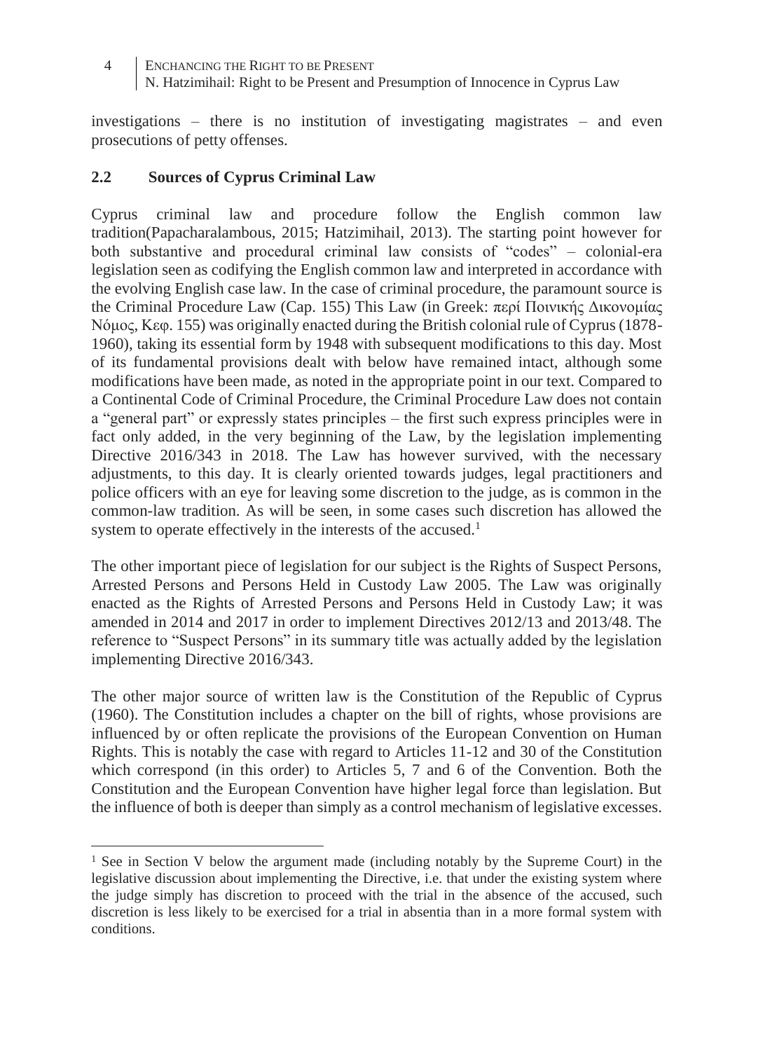investigations – there is no institution of investigating magistrates – and even prosecutions of petty offenses.

## 2.2 Sources of Cyprus Criminal Law

Cyprus criminal law and procedure follow the English common law tradition(Papacharalambous, 2015; Hatzimihail, 2013). The starting point however for both substantive and procedural criminal law consists of "codes" – colonial-era legislation seen as codifying the English common law and interpreted in accordance with the evolving English case law. In the case of criminal procedure, the paramount source is the Criminal Procedure Law (Cap. 155) This Law (in Greek: περί Ποινικής Δικονομίας Νόμος, Κεφ. 155) was originally enacted during the British colonial rule of Cyprus (1878-1960), taking its essential form by 1948 with subsequent modifications to this day. Most of its fundamental provisions dealt with below have remained intact, although some modifications have been made, as noted in the appropriate point in our text. Compared to a Continental Code of Criminal Procedure, the Criminal Procedure Law does not contain a "general part" or expressly states principles – the first such express principles were in fact only added, in the very beginning of the Law, by the legislation implementing Directive 2016/343 in 2018. The Law has however survived, with the necessary adjustments, to this day. It is clearly oriented towards judges, legal practitioners and police officers with an eye for leaving some discretion to the judge, as is common in the common-law tradition. As will be seen, in some cases such discretion has allowed the system to operate effectively in the interests of the accused.[1]

The other important piece of legislation for our subject is the Rights of Suspect Persons, Arrested Persons and Persons Held in Custody Law 2005. The Law was originally enacted as the Rights of Arrested Persons and Persons Held in Custody Law; it was amended in 2014 and 2017 in order to implement Directives 2012/13 and 2013/48. The reference to "Suspect Persons" in its summary title was actually added by the legislation implementing Directive 2016/343.

The other major source of written law is the Constitution of the Republic of Cyprus (1960). The Constitution includes a chapter on the bill of rights, whose provisions are influenced by or often replicate the provisions of the European Convention on Human Rights. This is notably the case with regard to Articles 11-12 and 30 of the Constitution which correspond (in this order) to Articles 5, 7 and 6 of the Convention. Both the Constitution and the European Convention have higher legal force than legislation. But the influence of both is deeper than simply as a control mechanism of legislative excesses.

---

[1] See in Section V below the argument made (including notably by the Supreme Court) in the legislative discussion about implementing the Directive, i.e. that under the existing system where the judge simply has discretion to proceed with the trial in the absence of the accused, such discretion is less likely to be exercised for a trial in absentia than in a more formal system with conditions.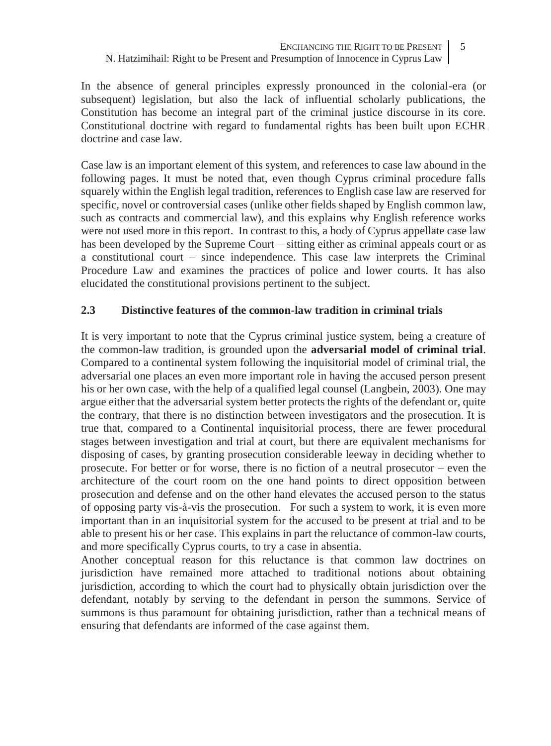In the absence of general principles expressly pronounced in the colonial-era (or subsequent) legislation, but also the lack of influential scholarly publications, the Constitution has become an integral part of the criminal justice discourse in its core. Constitutional doctrine with regard to fundamental rights has been built upon ECHR doctrine and case law.

Case law is an important element of this system, and references to case law abound in the following pages. It must be noted that, even though Cyprus criminal procedure falls squarely within the English legal tradition, references to English case law are reserved for specific, novel or controversial cases (unlike other fields shaped by English common law, such as contracts and commercial law), and this explains why English reference works were not used more in this report. In contrast to this, a body of Cyprus appellate case law has been developed by the Supreme Court – sitting either as criminal appeals court or as a constitutional court – since independence. This case law interprets the Criminal Procedure Law and examines the practices of police and lower courts. It has also elucidated the constitutional provisions pertinent to the subject.

### 2.3 Distinctive features of the common-law tradition in criminal trials

It is very important to note that the Cyprus criminal justice system, being a creature of the common-law tradition, is grounded upon the **adversarial model of criminal trial**. Compared to a continental system following the inquisitorial model of criminal trial, the adversarial one places an even more important role in having the accused person present his or her own case, with the help of a qualified legal counsel (Langbein, 2003). One may argue either that the adversarial system better protects the rights of the defendant or, quite the contrary, that there is no distinction between investigators and the prosecution. It is true that, compared to a Continental inquisitorial process, there are fewer procedural stages between investigation and trial at court, but there are equivalent mechanisms for disposing of cases, by granting prosecution considerable leeway in deciding whether to prosecute. For better or for worse, there is no fiction of a neutral prosecutor – even the architecture of the court room on the one hand points to direct opposition between prosecution and defense and on the other hand elevates the accused person to the status of opposing party vis-à-vis the prosecution. For such a system to work, it is even more important than in an inquisitorial system for the accused to be present at trial and to be able to present his or her case. This explains in part the reluctance of common-law courts, and more specifically Cyprus courts, to try a case in absentia.

Another conceptual reason for this reluctance is that common law doctrines on jurisdiction have remained more attached to traditional notions about obtaining jurisdiction, according to which the court had to physically obtain jurisdiction over the defendant, notably by serving to the defendant in person the summons. Service of summons is thus paramount for obtaining jurisdiction, rather than a technical means of ensuring that defendants are informed of the case against them.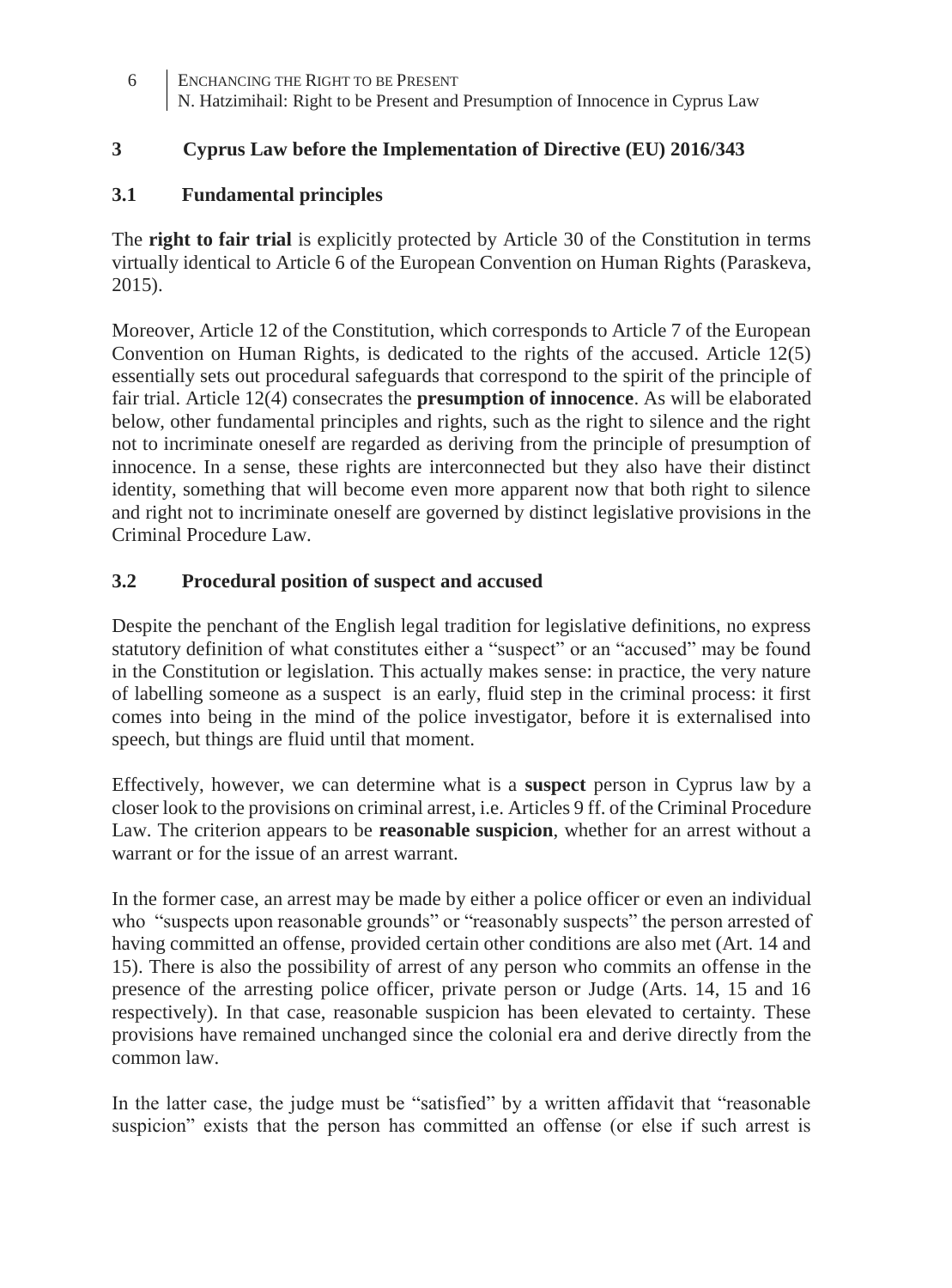## 3 Cyprus Law before the Implementation of Directive (EU) 2016/343

### 3.1 Fundamental principles

The **right to fair trial** is explicitly protected by Article 30 of the Constitution in terms virtually identical to Article 6 of the European Convention on Human Rights (Paraskeva, 2015).

Moreover, Article 12 of the Constitution, which corresponds to Article 7 of the European Convention on Human Rights, is dedicated to the rights of the accused. Article 12(5) essentially sets out procedural safeguards that correspond to the spirit of the principle of fair trial. Article 12(4) consecrates the **presumption of innocence**. As will be elaborated below, other fundamental principles and rights, such as the right to silence and the right not to incriminate oneself are regarded as deriving from the principle of presumption of innocence. In a sense, these rights are interconnected but they also have their distinct identity, something that will become even more apparent now that both right to silence and right not to incriminate oneself are governed by distinct legislative provisions in the Criminal Procedure Law.

### 3.2 Procedural position of suspect and accused

Despite the penchant of the English legal tradition for legislative definitions, no express statutory definition of what constitutes either a "suspect" or an "accused" may be found in the Constitution or legislation. This actually makes sense: in practice, the very nature of labelling someone as a suspect is an early, fluid step in the criminal process: it first comes into being in the mind of the police investigator, before it is externalised into speech, but things are fluid until that moment.

Effectively, however, we can determine what is a **suspect** person in Cyprus law by a closer look to the provisions on criminal arrest, i.e. Articles 9 ff. of the Criminal Procedure Law. The criterion appears to be **reasonable suspicion**, whether for an arrest without a warrant or for the issue of an arrest warrant.

In the former case, an arrest may be made by either a police officer or even an individual who "suspects upon reasonable grounds" or "reasonably suspects" the person arrested of having committed an offense, provided certain other conditions are also met (Art. 14 and 15). There is also the possibility of arrest of any person who commits an offense in the presence of the arresting police officer, private person or Judge (Arts. 14, 15 and 16 respectively). In that case, reasonable suspicion has been elevated to certainty. These provisions have remained unchanged since the colonial era and derive directly from the common law.

In the latter case, the judge must be "satisfied" by a written affidavit that "reasonable suspicion" exists that the person has committed an offense (or else if such arrest is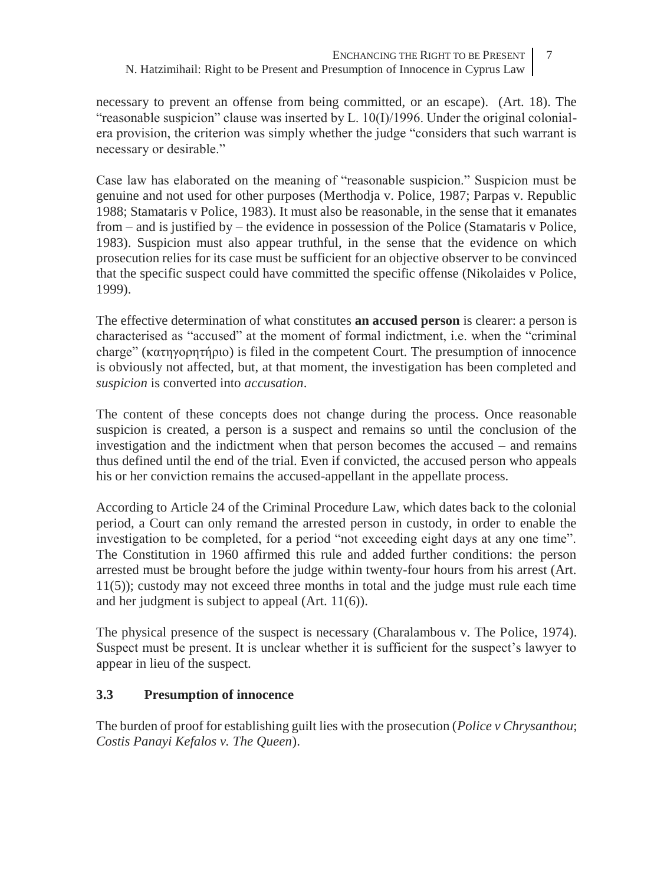necessary to prevent an offense from being committed, or an escape). (Art. 18). The "reasonable suspicion" clause was inserted by L. 10(I)/1996. Under the original colonial-era provision, the criterion was simply whether the judge "considers that such warrant is necessary or desirable."

Case law has elaborated on the meaning of "reasonable suspicion." Suspicion must be genuine and not used for other purposes (Merthodja v. Police, 1987; Parpas v. Republic 1988; Stamataris v Police, 1983). It must also be reasonable, in the sense that it emanates from – and is justified by – the evidence in possession of the Police (Stamataris v Police, 1983). Suspicion must also appear truthful, in the sense that the evidence on which prosecution relies for its case must be sufficient for an objective observer to be convinced that the specific suspect could have committed the specific offense (Nikolaides v Police, 1999).

The effective determination of what constitutes **an accused person** is clearer: a person is characterised as "accused" at the moment of formal indictment, i.e. when the "criminal charge" (κατηγορητήριο) is filed in the competent Court. The presumption of innocence is obviously not affected, but, at that moment, the investigation has been completed and *suspicion* is converted into *accusation*.

The content of these concepts does not change during the process. Once reasonable suspicion is created, a person is a suspect and remains so until the conclusion of the investigation and the indictment when that person becomes the accused – and remains thus defined until the end of the trial. Even if convicted, the accused person who appeals his or her conviction remains the accused-appellant in the appellate process.

According to Article 24 of the Criminal Procedure Law, which dates back to the colonial period, a Court can only remand the arrested person in custody, in order to enable the investigation to be completed, for a period "not exceeding eight days at any one time". The Constitution in 1960 affirmed this rule and added further conditions: the person arrested must be brought before the judge within twenty-four hours from his arrest (Art. 11(5)); custody may not exceed three months in total and the judge must rule each time and her judgment is subject to appeal (Art. 11(6)).

The physical presence of the suspect is necessary (Charalambous v. The Police, 1974). Suspect must be present. It is unclear whether it is sufficient for the suspect's lawyer to appear in lieu of the suspect.

### 3.3 Presumption of innocence

The burden of proof for establishing guilt lies with the prosecution (*Police v Chrysanthou*; *Costis Panayi Kefalos v. The Queen*).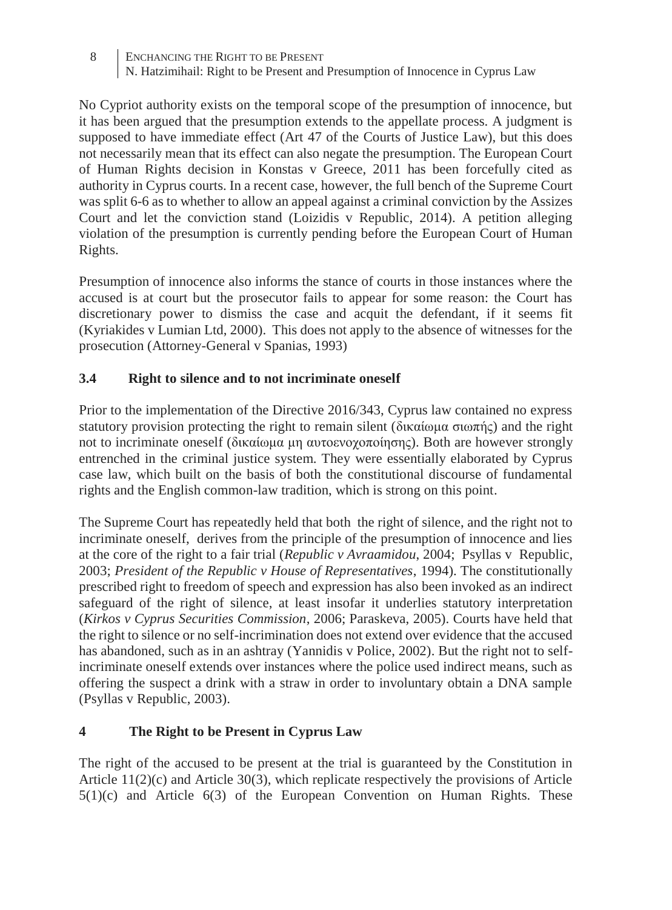No Cypriot authority exists on the temporal scope of the presumption of innocence, but it has been argued that the presumption extends to the appellate process. A judgment is supposed to have immediate effect (Art 47 of the Courts of Justice Law), but this does not necessarily mean that its effect can also negate the presumption. The European Court of Human Rights decision in Konstas v Greece, 2011 has been forcefully cited as authority in Cyprus courts. In a recent case, however, the full bench of the Supreme Court was split 6-6 as to whether to allow an appeal against a criminal conviction by the Assizes Court and let the conviction stand (Loizidis v Republic, 2014). A petition alleging violation of the presumption is currently pending before the European Court of Human Rights.

Presumption of innocence also informs the stance of courts in those instances where the accused is at court but the prosecutor fails to appear for some reason: the Court has discretionary power to dismiss the case and acquit the defendant, if it seems fit (Kyriakides v Lumian Ltd, 2000). This does not apply to the absence of witnesses for the prosecution (Attorney-General v Spanias, 1993)

### 3.4 Right to silence and to not incriminate oneself

Prior to the implementation of the Directive 2016/343, Cyprus law contained no express statutory provision protecting the right to remain silent (δικαίωμα σιωπής) and the right not to incriminate oneself (δικαίωμα μη αυτοενοχοποίησης). Both are however strongly entrenched in the criminal justice system. They were essentially elaborated by Cyprus case law, which built on the basis of both the constitutional discourse of fundamental rights and the English common-law tradition, which is strong on this point.

The Supreme Court has repeatedly held that both the right of silence, and the right not to incriminate oneself, derives from the principle of the presumption of innocence and lies at the core of the right to a fair trial (*Republic v Avraamidou*, 2004; Psyllas v Republic, 2003; *President of the Republic v House of Representatives*, 1994). The constitutionally prescribed right to freedom of speech and expression has also been invoked as an indirect safeguard of the right of silence, at least insofar it underlies statutory interpretation (*Kirkos v Cyprus Securities Commission*, 2006; Paraskeva, 2005). Courts have held that the right to silence or no self-incrimination does not extend over evidence that the accused has abandoned, such as in an ashtray (Yannidis v Police, 2002). But the right not to self-incriminate oneself extends over instances where the police used indirect means, such as offering the suspect a drink with a straw in order to involuntary obtain a DNA sample (Psyllas v Republic, 2003).

## 4 The Right to be Present in Cyprus Law

The right of the accused to be present at the trial is guaranteed by the Constitution in Article 11(2)(c) and Article 30(3), which replicate respectively the provisions of Article 5(1)(c) and Article 6(3) of the European Convention on Human Rights. These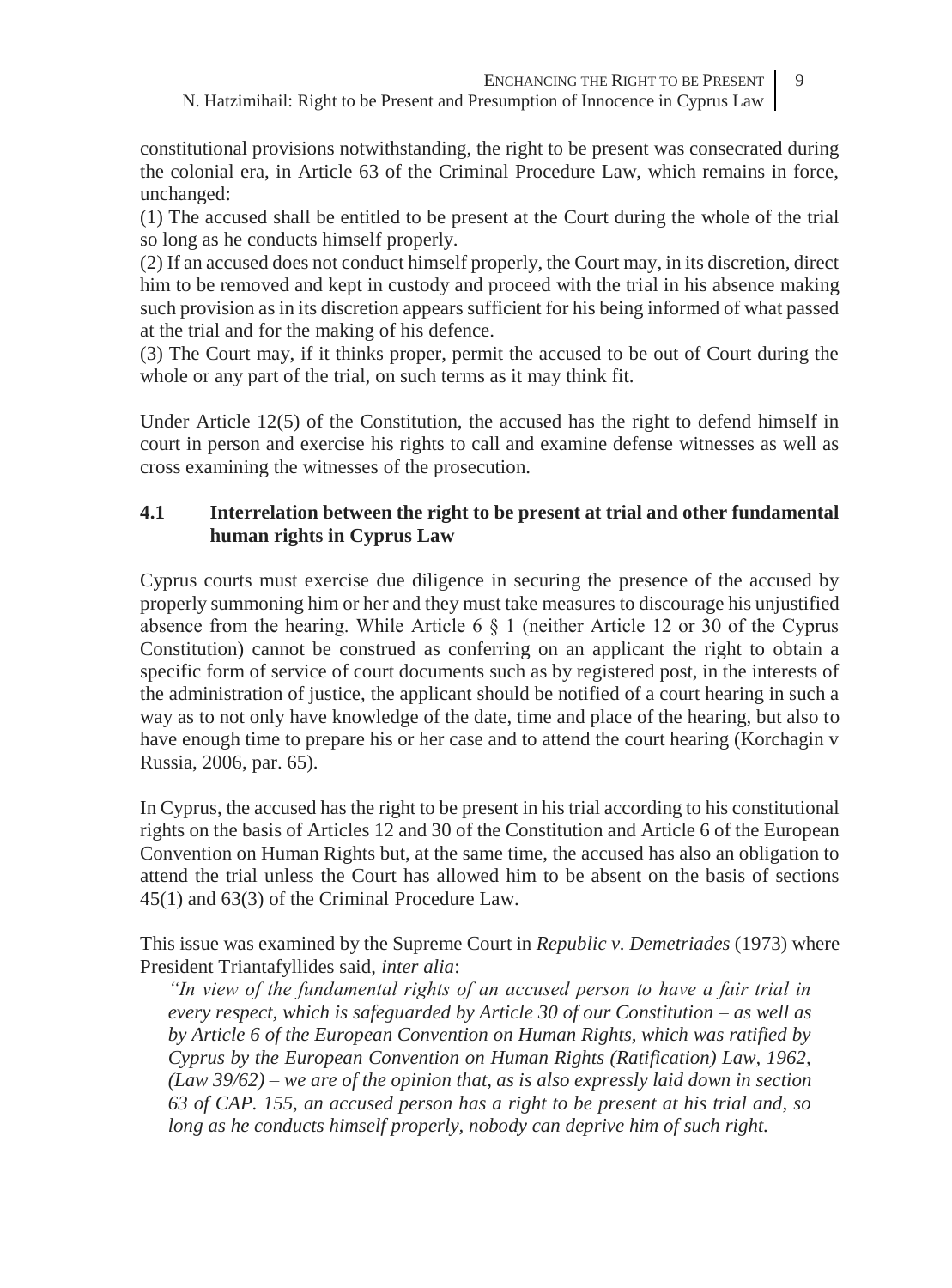constitutional provisions notwithstanding, the right to be present was consecrated during the colonial era, in Article 63 of the Criminal Procedure Law, which remains in force, unchanged:

(1) The accused shall be entitled to be present at the Court during the whole of the trial so long as he conducts himself properly.

(2) If an accused does not conduct himself properly, the Court may, in its discretion, direct him to be removed and kept in custody and proceed with the trial in his absence making such provision as in its discretion appears sufficient for his being informed of what passed at the trial and for the making of his defence.

(3) The Court may, if it thinks proper, permit the accused to be out of Court during the whole or any part of the trial, on such terms as it may think fit.

Under Article 12(5) of the Constitution, the accused has the right to defend himself in court in person and exercise his rights to call and examine defense witnesses as well as cross examining the witnesses of the prosecution.

### 4.1 Interrelation between the right to be present at trial and other fundamental human rights in Cyprus Law

Cyprus courts must exercise due diligence in securing the presence of the accused by properly summoning him or her and they must take measures to discourage his unjustified absence from the hearing. While Article 6 § 1 (neither Article 12 or 30 of the Cyprus Constitution) cannot be construed as conferring on an applicant the right to obtain a specific form of service of court documents such as by registered post, in the interests of the administration of justice, the applicant should be notified of a court hearing in such a way as to not only have knowledge of the date, time and place of the hearing, but also to have enough time to prepare his or her case and to attend the court hearing (Korchagin v Russia, 2006, par. 65).

In Cyprus, the accused has the right to be present in his trial according to his constitutional rights on the basis of Articles 12 and 30 of the Constitution and Article 6 of the European Convention on Human Rights but, at the same time, the accused has also an obligation to attend the trial unless the Court has allowed him to be absent on the basis of sections 45(1) and 63(3) of the Criminal Procedure Law.

This issue was examined by the Supreme Court in *Republic v. Demetriades* (1973) where President Triantafyllides said, *inter alia*:

> *"In view of the fundamental rights of an accused person to have a fair trial in every respect, which is safeguarded by Article 30 of our Constitution – as well as by Article 6 of the European Convention on Human Rights, which was ratified by Cyprus by the European Convention on Human Rights (Ratification) Law, 1962, (Law 39/62) – we are of the opinion that, as is also expressly laid down in section 63 of CAP. 155, an accused person has a right to be present at his trial and, so long as he conducts himself properly, nobody can deprive him of such right.*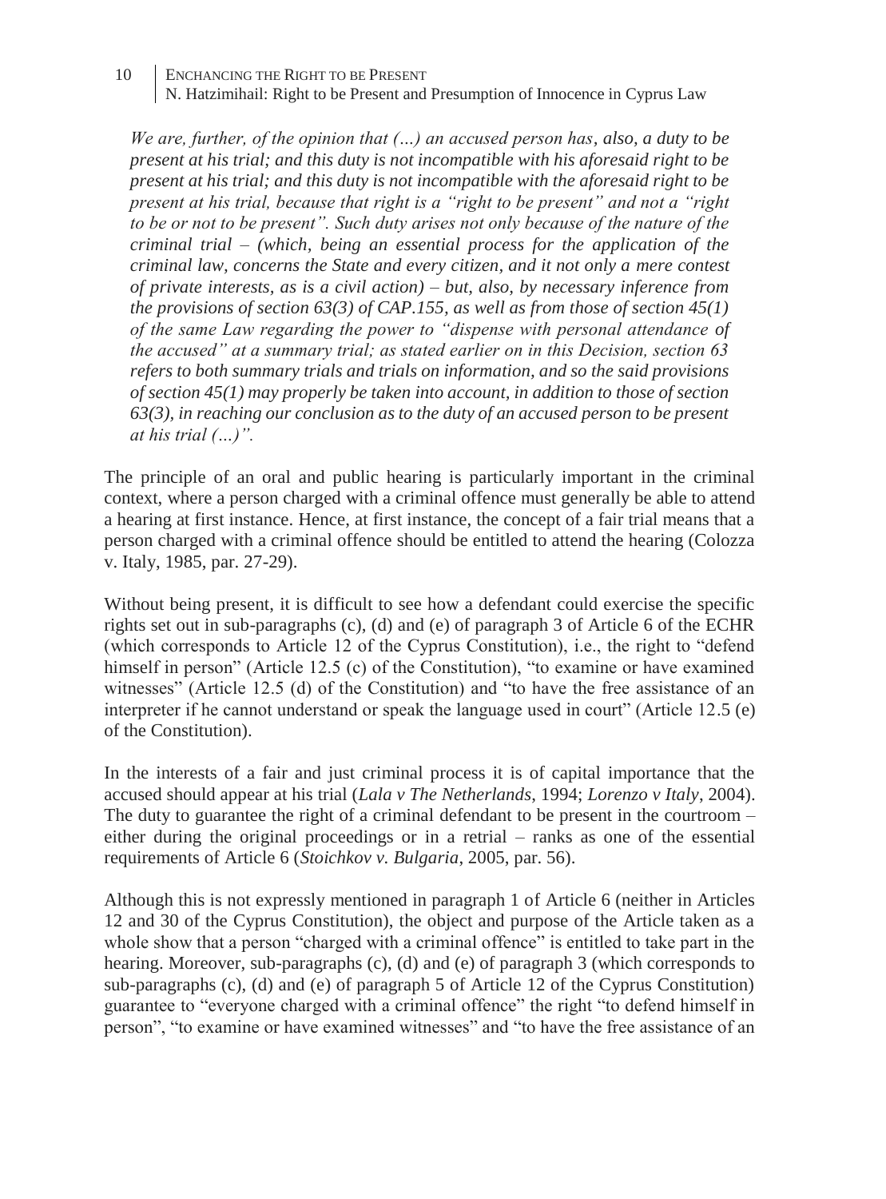*We are, further, of the opinion that (…) an accused person has, also, a duty to be present at his trial; and this duty is not incompatible with his aforesaid right to be present at his trial; and this duty is not incompatible with the aforesaid right to be present at his trial, because that right is a "right to be present" and not a "right to be or not to be present". Such duty arises not only because of the nature of the criminal trial – (which, being an essential process for the application of the criminal law, concerns the State and every citizen, and it not only a mere contest of private interests, as is a civil action) – but, also, by necessary inference from the provisions of section 63(3) of CAP.155, as well as from those of section 45(1) of the same Law regarding the power to "dispense with personal attendance of the accused" at a summary trial; as stated earlier on in this Decision, section 63 refers to both summary trials and trials on information, and so the said provisions of section 45(1) may properly be taken into account, in addition to those of section 63(3), in reaching our conclusion as to the duty of an accused person to be present at his trial (…)".*

The principle of an oral and public hearing is particularly important in the criminal context, where a person charged with a criminal offence must generally be able to attend a hearing at first instance. Hence, at first instance, the concept of a fair trial means that a person charged with a criminal offence should be entitled to attend the hearing (Colozza v. Italy, 1985, par. 27-29).

Without being present, it is difficult to see how a defendant could exercise the specific rights set out in sub-paragraphs (c), (d) and (e) of paragraph 3 of Article 6 of the ECHR (which corresponds to Article 12 of the Cyprus Constitution), i.e., the right to "defend himself in person" (Article 12.5 (c) of the Constitution), "to examine or have examined witnesses" (Article 12.5 (d) of the Constitution) and "to have the free assistance of an interpreter if he cannot understand or speak the language used in court" (Article 12.5 (e) of the Constitution).

In the interests of a fair and just criminal process it is of capital importance that the accused should appear at his trial (*Lala v The Netherlands*, 1994; *Lorenzo v Italy*, 2004). The duty to guarantee the right of a criminal defendant to be present in the courtroom – either during the original proceedings or in a retrial – ranks as one of the essential requirements of Article 6 (*Stoichkov v. Bulgaria*, 2005, par. 56).

Although this is not expressly mentioned in paragraph 1 of Article 6 (neither in Articles 12 and 30 of the Cyprus Constitution), the object and purpose of the Article taken as a whole show that a person "charged with a criminal offence" is entitled to take part in the hearing. Moreover, sub-paragraphs (c), (d) and (e) of paragraph 3 (which corresponds to sub-paragraphs (c), (d) and (e) of paragraph 5 of Article 12 of the Cyprus Constitution) guarantee to "everyone charged with a criminal offence" the right "to defend himself in person", "to examine or have examined witnesses" and "to have the free assistance of an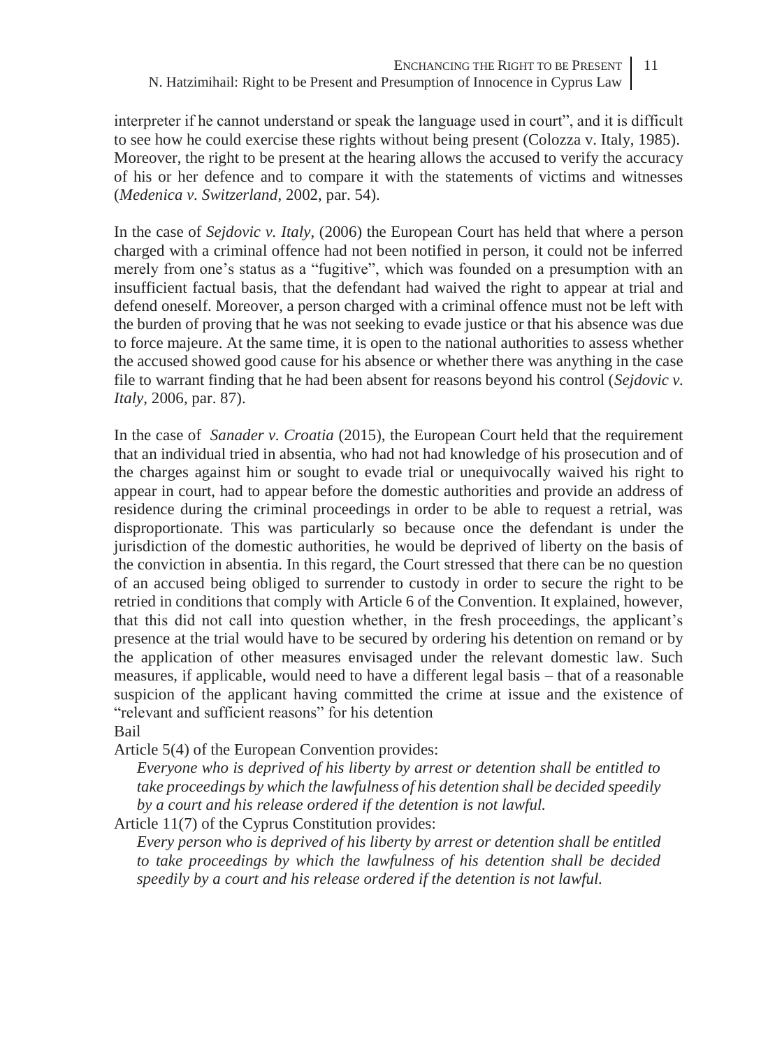interpreter if he cannot understand or speak the language used in court", and it is difficult to see how he could exercise these rights without being present (Colozza v. Italy, 1985). Moreover, the right to be present at the hearing allows the accused to verify the accuracy of his or her defence and to compare it with the statements of victims and witnesses (*Medenica v. Switzerland*, 2002, par. 54).

In the case of *Sejdovic v. Italy*, (2006) the European Court has held that where a person charged with a criminal offence had not been notified in person, it could not be inferred merely from one's status as a "fugitive", which was founded on a presumption with an insufficient factual basis, that the defendant had waived the right to appear at trial and defend oneself. Moreover, a person charged with a criminal offence must not be left with the burden of proving that he was not seeking to evade justice or that his absence was due to force majeure. At the same time, it is open to the national authorities to assess whether the accused showed good cause for his absence or whether there was anything in the case file to warrant finding that he had been absent for reasons beyond his control (*Sejdovic v. Italy*, 2006, par. 87).

In the case of *Sanader v. Croatia* (2015), the European Court held that the requirement that an individual tried in absentia, who had not had knowledge of his prosecution and of the charges against him or sought to evade trial or unequivocally waived his right to appear in court, had to appear before the domestic authorities and provide an address of residence during the criminal proceedings in order to be able to request a retrial, was disproportionate. This was particularly so because once the defendant is under the jurisdiction of the domestic authorities, he would be deprived of liberty on the basis of the conviction in absentia. In this regard, the Court stressed that there can be no question of an accused being obliged to surrender to custody in order to secure the right to be retried in conditions that comply with Article 6 of the Convention. It explained, however, that this did not call into question whether, in the fresh proceedings, the applicant's presence at the trial would have to be secured by ordering his detention on remand or by the application of other measures envisaged under the relevant domestic law. Such measures, if applicable, would need to have a different legal basis – that of a reasonable suspicion of the applicant having committed the crime at issue and the existence of "relevant and sufficient reasons" for his detention

Bail

Article 5(4) of the European Convention provides:

> *Everyone who is deprived of his liberty by arrest or detention shall be entitled to take proceedings by which the lawfulness of his detention shall be decided speedily by a court and his release ordered if the detention is not lawful.*

Article 11(7) of the Cyprus Constitution provides:

> *Every person who is deprived of his liberty by arrest or detention shall be entitled to take proceedings by which the lawfulness of his detention shall be decided speedily by a court and his release ordered if the detention is not lawful.*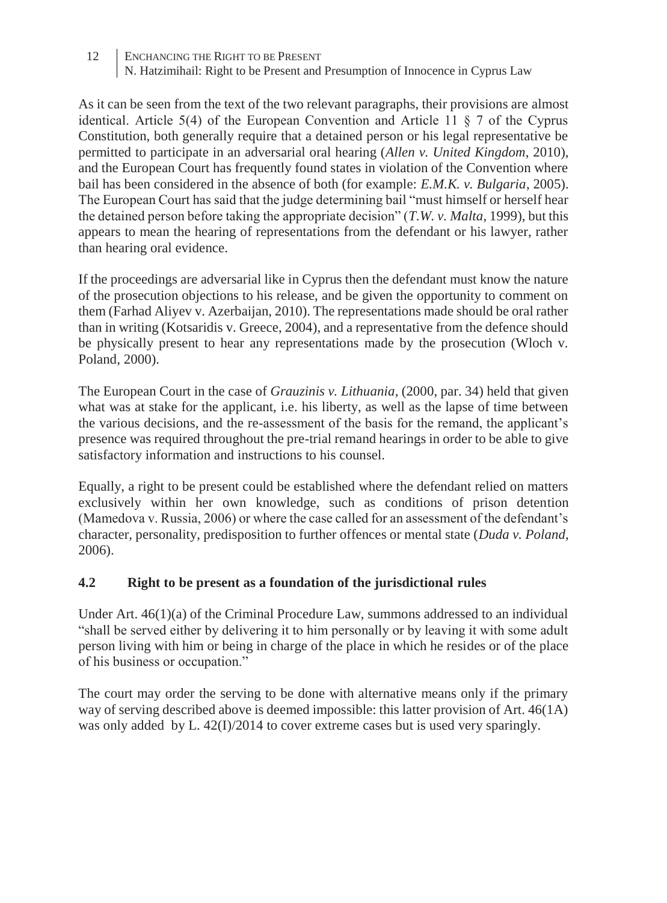As it can be seen from the text of the two relevant paragraphs, their provisions are almost identical. Article 5(4) of the European Convention and Article 11 § 7 of the Cyprus Constitution, both generally require that a detained person or his legal representative be permitted to participate in an adversarial oral hearing (*Allen v. United Kingdom*, 2010), and the European Court has frequently found states in violation of the Convention where bail has been considered in the absence of both (for example: *E.M.K. v. Bulgaria*, 2005). The European Court has said that the judge determining bail "must himself or herself hear the detained person before taking the appropriate decision" (*T.W. v. Malta*, 1999), but this appears to mean the hearing of representations from the defendant or his lawyer, rather than hearing oral evidence.

If the proceedings are adversarial like in Cyprus then the defendant must know the nature of the prosecution objections to his release, and be given the opportunity to comment on them (Farhad Aliyev v. Azerbaijan, 2010). The representations made should be oral rather than in writing (Kotsaridis v. Greece, 2004), and a representative from the defence should be physically present to hear any representations made by the prosecution (Wloch v. Poland, 2000).

The European Court in the case of *Grauzinis v. Lithuania*, (2000, par. 34) held that given what was at stake for the applicant, i.e. his liberty, as well as the lapse of time between the various decisions, and the re-assessment of the basis for the remand, the applicant's presence was required throughout the pre-trial remand hearings in order to be able to give satisfactory information and instructions to his counsel.

Equally, a right to be present could be established where the defendant relied on matters exclusively within her own knowledge, such as conditions of prison detention (Mamedova v. Russia, 2006) or where the case called for an assessment of the defendant's character, personality, predisposition to further offences or mental state (*Duda v. Poland*, 2006).

### 4.2 Right to be present as a foundation of the jurisdictional rules

Under Art. 46(1)(a) of the Criminal Procedure Law, summons addressed to an individual "shall be served either by delivering it to him personally or by leaving it with some adult person living with him or being in charge of the place in which he resides or of the place of his business or occupation."

The court may order the serving to be done with alternative means only if the primary way of serving described above is deemed impossible: this latter provision of Art. 46(1A) was only added by L. 42(I)/2014 to cover extreme cases but is used very sparingly.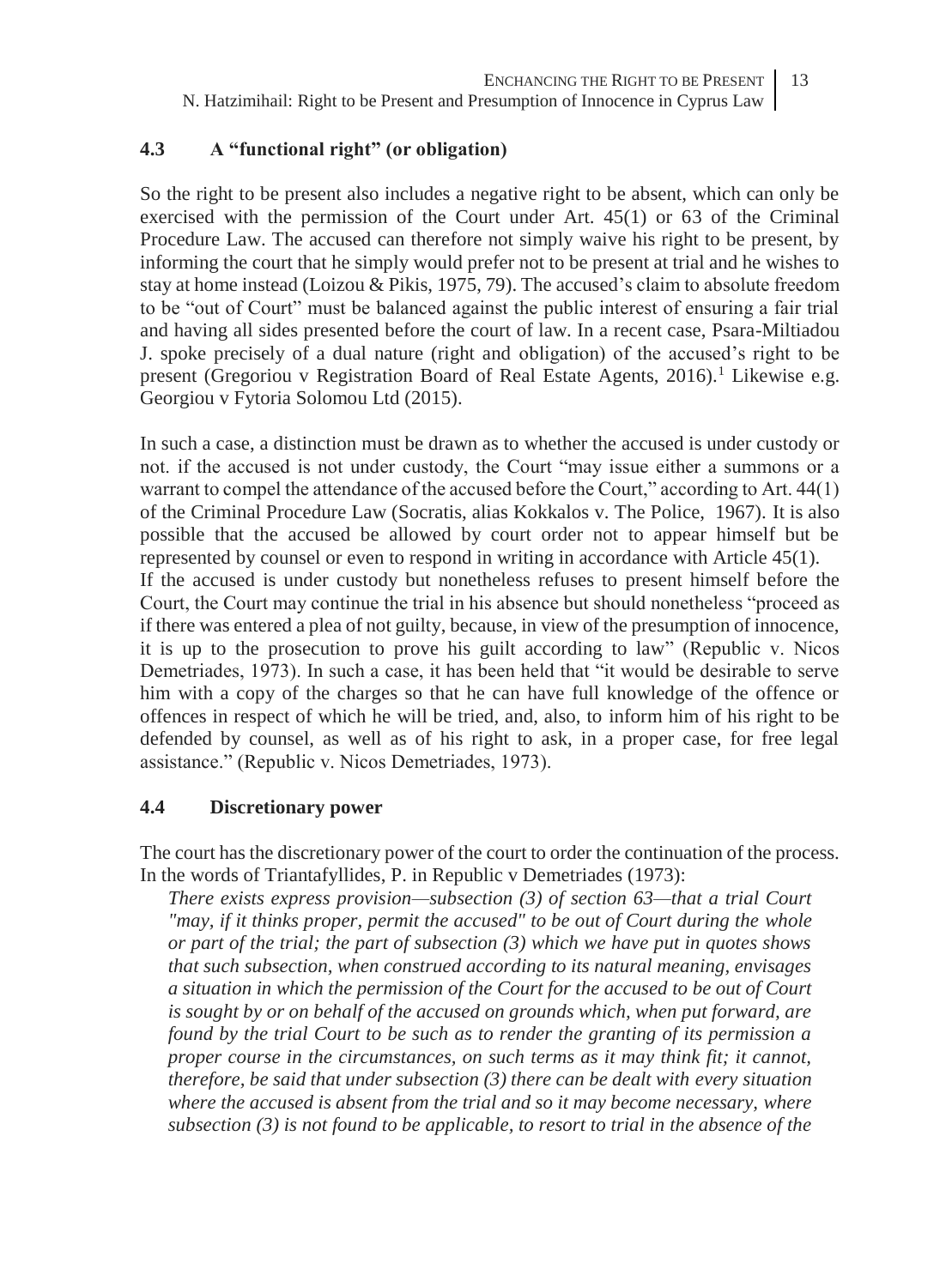### 4.3 A "functional right" (or obligation)

So the right to be present also includes a negative right to be absent, which can only be exercised with the permission of the Court under Art. 45(1) or 63 of the Criminal Procedure Law. The accused can therefore not simply waive his right to be present, by informing the court that he simply would prefer not to be present at trial and he wishes to stay at home instead (Loizou & Pikis, 1975, 79). The accused's claim to absolute freedom to be "out of Court" must be balanced against the public interest of ensuring a fair trial and having all sides presented before the court of law. In a recent case, Psara-Miltiadou J. spoke precisely of a dual nature (right and obligation) of the accused's right to be present (Gregoriou v Registration Board of Real Estate Agents, 2016).[1] Likewise e.g. Georgiou v Fytoria Solomou Ltd (2015).

In such a case, a distinction must be drawn as to whether the accused is under custody or not. if the accused is not under custody, the Court "may issue either a summons or a warrant to compel the attendance of the accused before the Court," according to Art. 44(1) of the Criminal Procedure Law (Socratis, alias Kokkalos v. The Police, 1967). It is also possible that the accused be allowed by court order not to appear himself but be represented by counsel or even to respond in writing in accordance with Article 45(1).

If the accused is under custody but nonetheless refuses to present himself before the Court, the Court may continue the trial in his absence but should nonetheless "proceed as if there was entered a plea of not guilty, because, in view of the presumption of innocence, it is up to the prosecution to prove his guilt according to law" (Republic v. Nicos Demetriades, 1973). In such a case, it has been held that "it would be desirable to serve him with a copy of the charges so that he can have full knowledge of the offence or offences in respect of which he will be tried, and, also, to inform him of his right to be defended by counsel, as well as of his right to ask, in a proper case, for free legal assistance." (Republic v. Nicos Demetriades, 1973).

### 4.4 Discretionary power

The court has the discretionary power of the court to order the continuation of the process. In the words of Triantafyllides, P. in Republic v Demetriades (1973):

> *There exists express provision—subsection (3) of section 63—that a trial Court "may, if it thinks proper, permit the accused" to be out of Court during the whole or part of the trial; the part of subsection (3) which we have put in quotes shows that such subsection, when construed according to its natural meaning, envisages a situation in which the permission of the Court for the accused to be out of Court is sought by or on behalf of the accused on grounds which, when put forward, are found by the trial Court to be such as to render the granting of its permission a proper course in the circumstances, on such terms as it may think fit; it cannot, therefore, be said that under subsection (3) there can be dealt with every situation where the accused is absent from the trial and so it may become necessary, where subsection (3) is not found to be applicable, to resort to trial in the absence of the*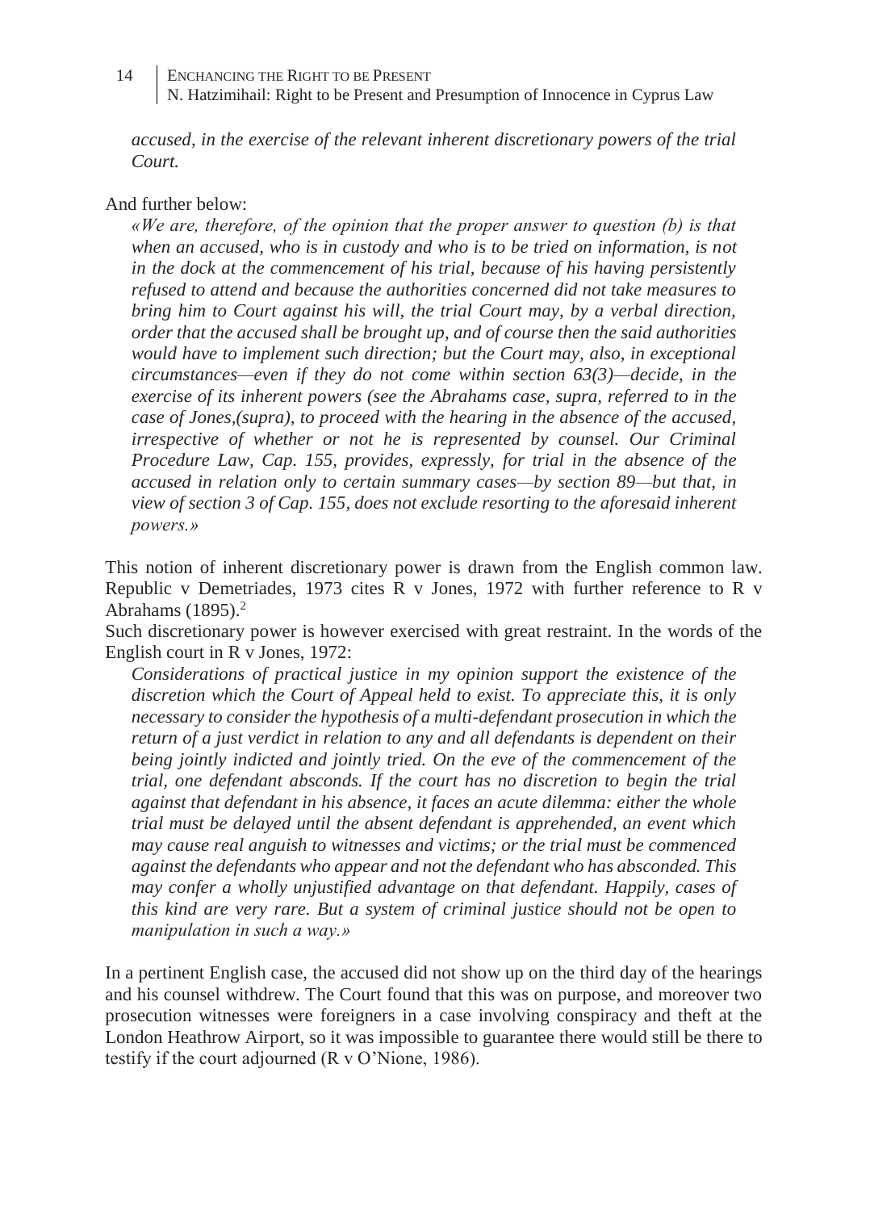*accused, in the exercise of the relevant inherent discretionary powers of the trial Court.*

And further below:

> *«We are, therefore, of the opinion that the proper answer to question (b) is that when an accused, who is in custody and who is to be tried on information, is not in the dock at the commencement of his trial, because of his having persistently refused to attend and because the authorities concerned did not take measures to bring him to Court against his will, the trial Court may, by a verbal direction, order that the accused shall be brought up, and of course then the said authorities would have to implement such direction; but the Court may, also, in exceptional circumstances—even if they do not come within section 63(3)—decide, in the exercise of its inherent powers (see the Abrahams case, supra, referred to in the case of Jones,(supra), to proceed with the hearing in the absence of the accused, irrespective of whether or not he is represented by counsel. Our Criminal Procedure Law, Cap. 155, provides, expressly, for trial in the absence of the accused in relation only to certain summary cases—by section 89—but that, in view of section 3 of Cap. 155, does not exclude resorting to the aforesaid inherent powers.»*

This notion of inherent discretionary power is drawn from the English common law. Republic v Demetriades, 1973 cites R v Jones, 1972 with further reference to R v Abrahams (1895).[2]

Such discretionary power is however exercised with great restraint. In the words of the English court in R v Jones, 1972:

> *Considerations of practical justice in my opinion support the existence of the discretion which the Court of Appeal held to exist. To appreciate this, it is only necessary to consider the hypothesis of a multi-defendant prosecution in which the return of a just verdict in relation to any and all defendants is dependent on their being jointly indicted and jointly tried. On the eve of the commencement of the trial, one defendant absconds. If the court has no discretion to begin the trial against that defendant in his absence, it faces an acute dilemma: either the whole trial must be delayed until the absent defendant is apprehended, an event which may cause real anguish to witnesses and victims; or the trial must be commenced against the defendants who appear and not the defendant who has absconded. This may confer a wholly unjustified advantage on that defendant. Happily, cases of this kind are very rare. But a system of criminal justice should not be open to manipulation in such a way.»*

In a pertinent English case, the accused did not show up on the third day of the hearings and his counsel withdrew. The Court found that this was on purpose, and moreover two prosecution witnesses were foreigners in a case involving conspiracy and theft at the London Heathrow Airport, so it was impossible to guarantee there would still be there to testify if the court adjourned (R v O'Nione, 1986).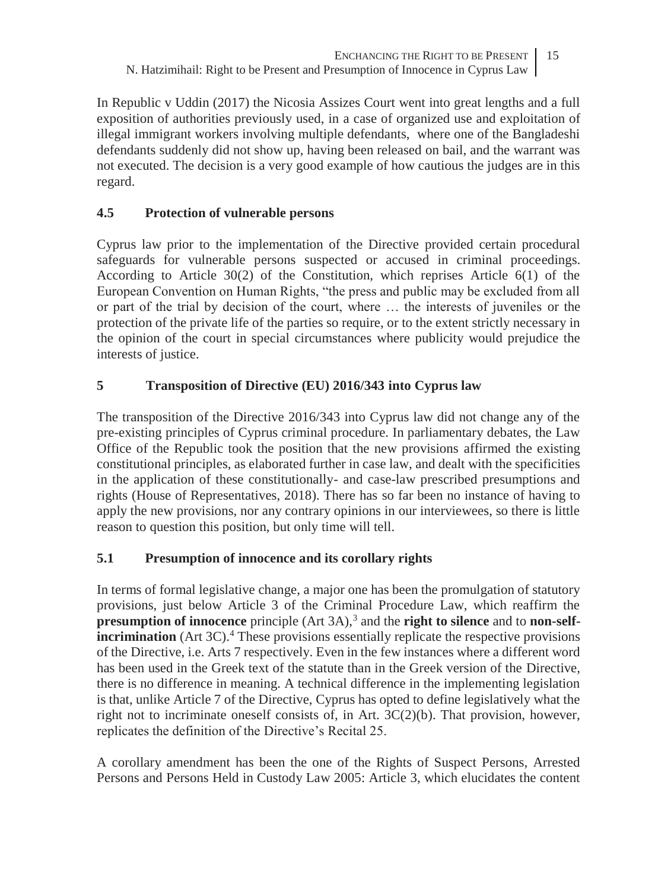In Republic v Uddin (2017) the Nicosia Assizes Court went into great lengths and a full exposition of authorities previously used, in a case of organized use and exploitation of illegal immigrant workers involving multiple defendants, where one of the Bangladeshi defendants suddenly did not show up, having been released on bail, and the warrant was not executed. The decision is a very good example of how cautious the judges are in this regard.

### 4.5 Protection of vulnerable persons

Cyprus law prior to the implementation of the Directive provided certain procedural safeguards for vulnerable persons suspected or accused in criminal proceedings. According to Article 30(2) of the Constitution, which reprises Article 6(1) of the European Convention on Human Rights, "the press and public may be excluded from all or part of the trial by decision of the court, where … the interests of juveniles or the protection of the private life of the parties so require, or to the extent strictly necessary in the opinion of the court in special circumstances where publicity would prejudice the interests of justice.

## 5 Transposition of Directive (EU) 2016/343 into Cyprus law

The transposition of the Directive 2016/343 into Cyprus law did not change any of the pre-existing principles of Cyprus criminal procedure. In parliamentary debates, the Law Office of the Republic took the position that the new provisions affirmed the existing constitutional principles, as elaborated further in case law, and dealt with the specificities in the application of these constitutionally- and case-law prescribed presumptions and rights (House of Representatives, 2018). There has so far been no instance of having to apply the new provisions, nor any contrary opinions in our interviewees, so there is little reason to question this position, but only time will tell.

### 5.1 Presumption of innocence and its corollary rights

In terms of formal legislative change, a major one has been the promulgation of statutory provisions, just below Article 3 of the Criminal Procedure Law, which reaffirm the **presumption of innocence** principle (Art 3A),[3] and the **right to silence** and to **non-self-incrimination** (Art 3C).[4] These provisions essentially replicate the respective provisions of the Directive, i.e. Arts 7 respectively. Even in the few instances where a different word has been used in the Greek text of the statute than in the Greek version of the Directive, there is no difference in meaning. A technical difference in the implementing legislation is that, unlike Article 7 of the Directive, Cyprus has opted to define legislatively what the right not to incriminate oneself consists of, in Art. 3C(2)(b). That provision, however, replicates the definition of the Directive's Recital 25.

A corollary amendment has been the one of the Rights of Suspect Persons, Arrested Persons and Persons Held in Custody Law 2005: Article 3, which elucidates the content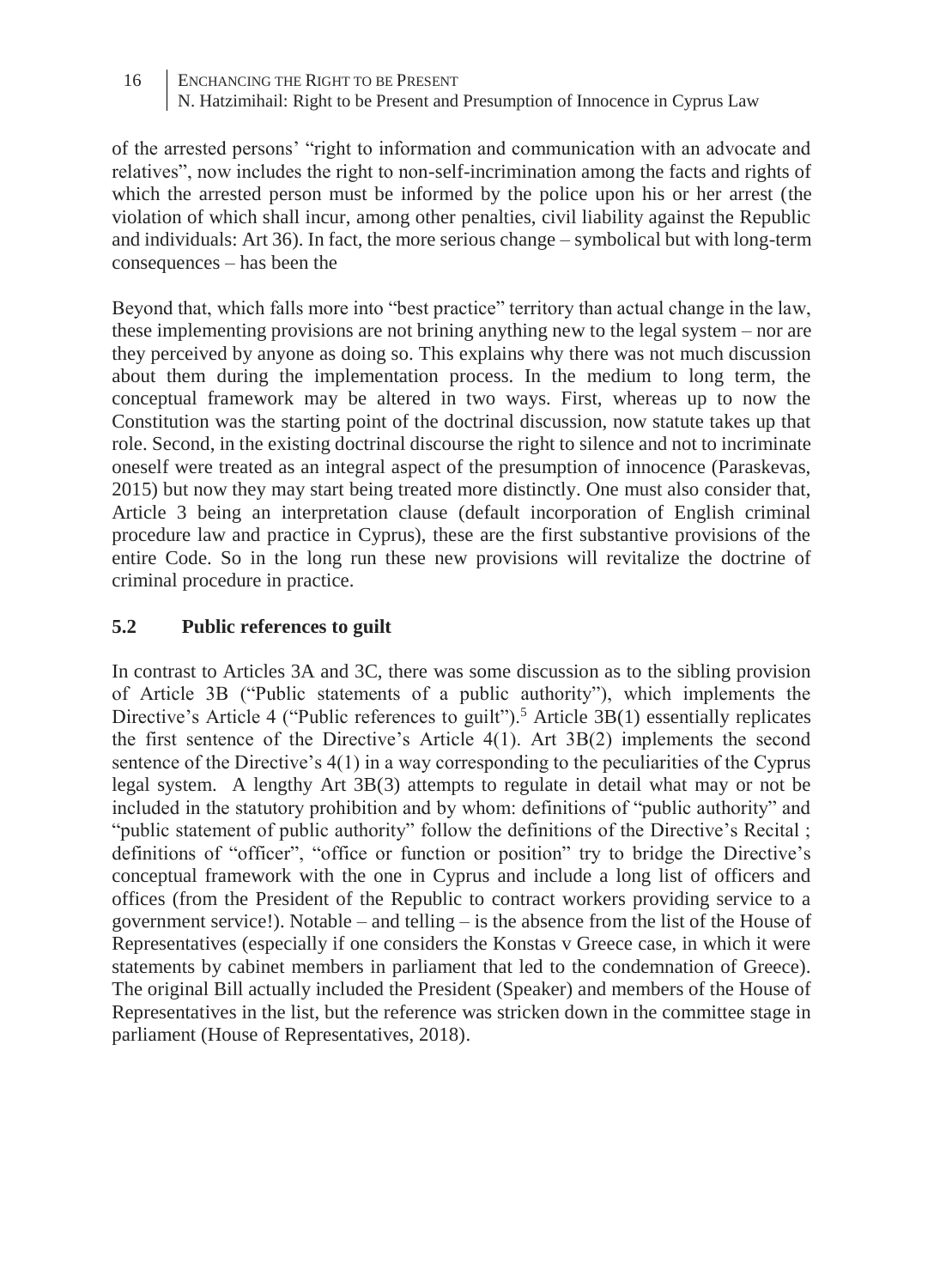of the arrested persons' "right to information and communication with an advocate and relatives", now includes the right to non-self-incrimination among the facts and rights of which the arrested person must be informed by the police upon his or her arrest (the violation of which shall incur, among other penalties, civil liability against the Republic and individuals: Art 36). In fact, the more serious change – symbolical but with long-term consequences – has been the

Beyond that, which falls more into "best practice" territory than actual change in the law, these implementing provisions are not brining anything new to the legal system – nor are they perceived by anyone as doing so. This explains why there was not much discussion about them during the implementation process. In the medium to long term, the conceptual framework may be altered in two ways. First, whereas up to now the Constitution was the starting point of the doctrinal discussion, now statute takes up that role. Second, in the existing doctrinal discourse the right to silence and not to incriminate oneself were treated as an integral aspect of the presumption of innocence (Paraskevas, 2015) but now they may start being treated more distinctly. One must also consider that, Article 3 being an interpretation clause (default incorporation of English criminal procedure law and practice in Cyprus), these are the first substantive provisions of the entire Code. So in the long run these new provisions will revitalize the doctrine of criminal procedure in practice.

## 5.2 Public references to guilt

In contrast to Articles 3A and 3C, there was some discussion as to the sibling provision of Article 3B ("Public statements of a public authority"), which implements the Directive's Article 4 ("Public references to guilt").[5] Article 3B(1) essentially replicates the first sentence of the Directive's Article 4(1). Art 3B(2) implements the second sentence of the Directive's 4(1) in a way corresponding to the peculiarities of the Cyprus legal system. A lengthy Art 3B(3) attempts to regulate in detail what may or not be included in the statutory prohibition and by whom: definitions of "public authority" and "public statement of public authority" follow the definitions of the Directive's Recital ; definitions of "officer", "office or function or position" try to bridge the Directive's conceptual framework with the one in Cyprus and include a long list of officers and offices (from the President of the Republic to contract workers providing service to a government service!). Notable – and telling – is the absence from the list of the House of Representatives (especially if one considers the Konstas v Greece case, in which it were statements by cabinet members in parliament that led to the condemnation of Greece). The original Bill actually included the President (Speaker) and members of the House of Representatives in the list, but the reference was stricken down in the committee stage in parliament (House of Representatives, 2018).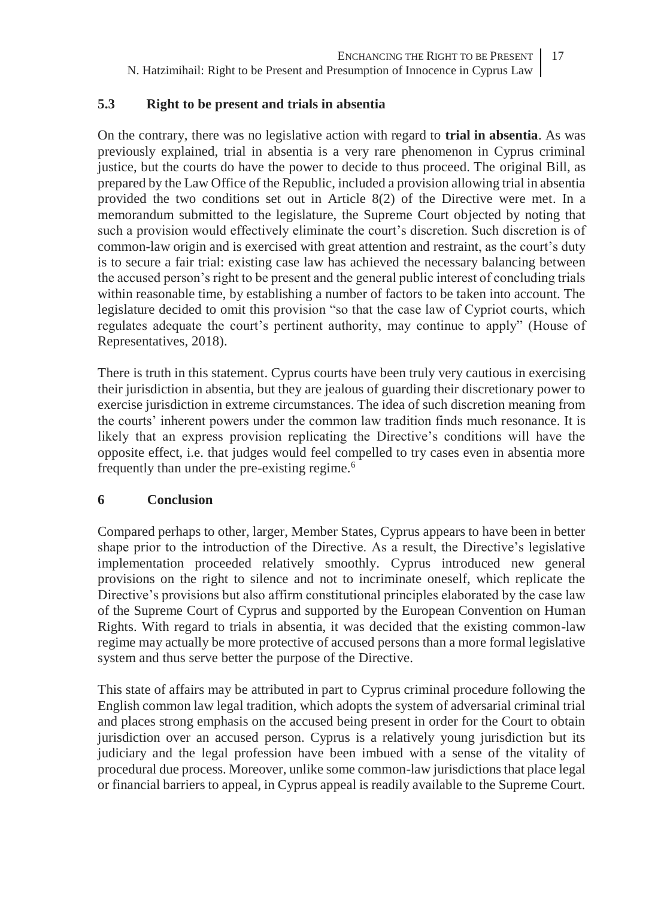### 5.3 Right to be present and trials in absentia

On the contrary, there was no legislative action with regard to **trial in absentia**. As was previously explained, trial in absentia is a very rare phenomenon in Cyprus criminal justice, but the courts do have the power to decide to thus proceed. The original Bill, as prepared by the Law Office of the Republic, included a provision allowing trial in absentia provided the two conditions set out in Article 8(2) of the Directive were met. In a memorandum submitted to the legislature, the Supreme Court objected by noting that such a provision would effectively eliminate the court's discretion. Such discretion is of common-law origin and is exercised with great attention and restraint, as the court's duty is to secure a fair trial: existing case law has achieved the necessary balancing between the accused person's right to be present and the general public interest of concluding trials within reasonable time, by establishing a number of factors to be taken into account. The legislature decided to omit this provision "so that the case law of Cypriot courts, which regulates adequate the court's pertinent authority, may continue to apply" (House of Representatives, 2018).

There is truth in this statement. Cyprus courts have been truly very cautious in exercising their jurisdiction in absentia, but they are jealous of guarding their discretionary power to exercise jurisdiction in extreme circumstances. The idea of such discretion meaning from the courts' inherent powers under the common law tradition finds much resonance. It is likely that an express provision replicating the Directive's conditions will have the opposite effect, i.e. that judges would feel compelled to try cases even in absentia more frequently than under the pre-existing regime.[6]

## 6 Conclusion

Compared perhaps to other, larger, Member States, Cyprus appears to have been in better shape prior to the introduction of the Directive. As a result, the Directive's legislative implementation proceeded relatively smoothly. Cyprus introduced new general provisions on the right to silence and not to incriminate oneself, which replicate the Directive's provisions but also affirm constitutional principles elaborated by the case law of the Supreme Court of Cyprus and supported by the European Convention on Human Rights. With regard to trials in absentia, it was decided that the existing common-law regime may actually be more protective of accused persons than a more formal legislative system and thus serve better the purpose of the Directive.

This state of affairs may be attributed in part to Cyprus criminal procedure following the English common law legal tradition, which adopts the system of adversarial criminal trial and places strong emphasis on the accused being present in order for the Court to obtain jurisdiction over an accused person. Cyprus is a relatively young jurisdiction but its judiciary and the legal profession have been imbued with a sense of the vitality of procedural due process. Moreover, unlike some common-law jurisdictions that place legal or financial barriers to appeal, in Cyprus appeal is readily available to the Supreme Court.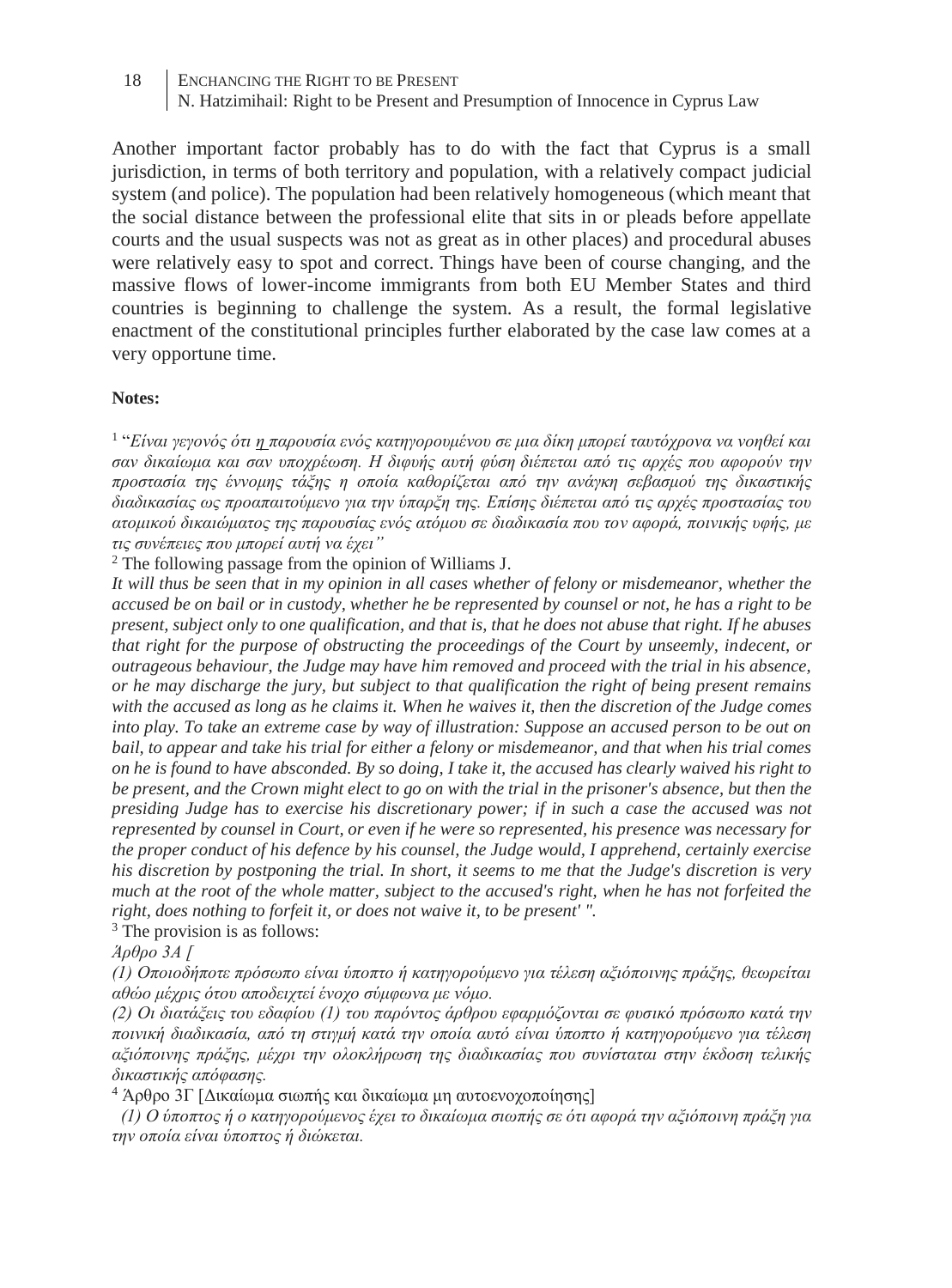Another important factor probably has to do with the fact that Cyprus is a small jurisdiction, in terms of both territory and population, with a relatively compact judicial system (and police). The population had been relatively homogeneous (which meant that the social distance between the professional elite that sits in or pleads before appellate courts and the usual suspects was not as great as in other places) and procedural abuses were relatively easy to spot and correct. Things have been of course changing, and the massive flows of lower-income immigrants from both EU Member States and third countries is beginning to challenge the system. As a result, the formal legislative enactment of the constitutional principles further elaborated by the case law comes at a very opportune time.

**Notes:**

[1] "*Είναι γεγονός ότι η παρουσία ενός κατηγορουμένου σε μια δίκη μπορεί ταυτόχρονα να νοηθεί και σαν δικαίωμα και σαν υποχρέωση. Η διφυής αυτή φύση διέπεται από τις αρχές που αφορούν την προστασία της έννομης τάξης η οποία καθορίζεται από την ανάγκη σεβασμού της δικαστικής διαδικασίας ως προαπαιτούμενο για την ύπαρξη της. Επίσης διέπεται από τις αρχές προστασίας του ατομικού δικαιώματος της παρουσίας ενός ατόμου σε διαδικασία που τον αφορά, ποινικής υφής, με τις συνέπειες που μπορεί αυτή να έχει*"

[2] The following passage from the opinion of Williams J.

*It will thus be seen that in my opinion in all cases whether of felony or misdemeanor, whether the accused be on bail or in custody, whether he be represented by counsel or not, he has a right to be present, subject only to one qualification, and that is, that he does not abuse that right. If he abuses that right for the purpose of obstructing the proceedings of the Court by unseemly, indecent, or outrageous behaviour, the Judge may have him removed and proceed with the trial in his absence, or he may discharge the jury, but subject to that qualification the right of being present remains with the accused as long as he claims it. When he waives it, then the discretion of the Judge comes into play. To take an extreme case by way of illustration: Suppose an accused person to be out on bail, to appear and take his trial for either a felony or misdemeanor, and that when his trial comes on he is found to have absconded. By so doing, I take it, the accused has clearly waived his right to be present, and the Crown might elect to go on with the trial in the prisoner's absence, but then the presiding Judge has to exercise his discretionary power; if in such a case the accused was not represented by counsel in Court, or even if he were so represented, his presence was necessary for the proper conduct of his defence by his counsel, the Judge would, I apprehend, certainly exercise his discretion by postponing the trial. In short, it seems to me that the Judge's discretion is very much at the root of the whole matter, subject to the accused's right, when he has not forfeited the right, does nothing to forfeit it, or does not waive it, to be present' ".*

[3] The provision is as follows:

*Άρθρο 3Α [*

*(1) Οποιοδήποτε πρόσωπο είναι ύποπτο ή κατηγορούμενο για τέλεση αξιόποινης πράξης, θεωρείται αθώο μέχρις ότου αποδειχτεί ένοχο σύμφωνα με νόμο.*

*(2) Οι διατάξεις του εδαφίου (1) του παρόντος άρθρου εφαρμόζονται σε φυσικό πρόσωπο κατά την ποινική διαδικασία, από τη στιγμή κατά την οποία αυτό είναι ύποπτο ή κατηγορούμενο για τέλεση αξιόποινης πράξης, μέχρι την ολοκλήρωση της διαδικασίας που συνίσταται στην έκδοση τελικής δικαστικής απόφασης.*

[4] Άρθρο 3Γ [Δικαίωμα σιωπής και δικαίωμα μη αυτοενοχοποίησης]

*(1) Ο ύποπτος ή ο κατηγορούμενος έχει το δικαίωμα σιωπής σε ότι αφορά την αξιόποινη πράξη για την οποία είναι ύποπτος ή διώκεται.*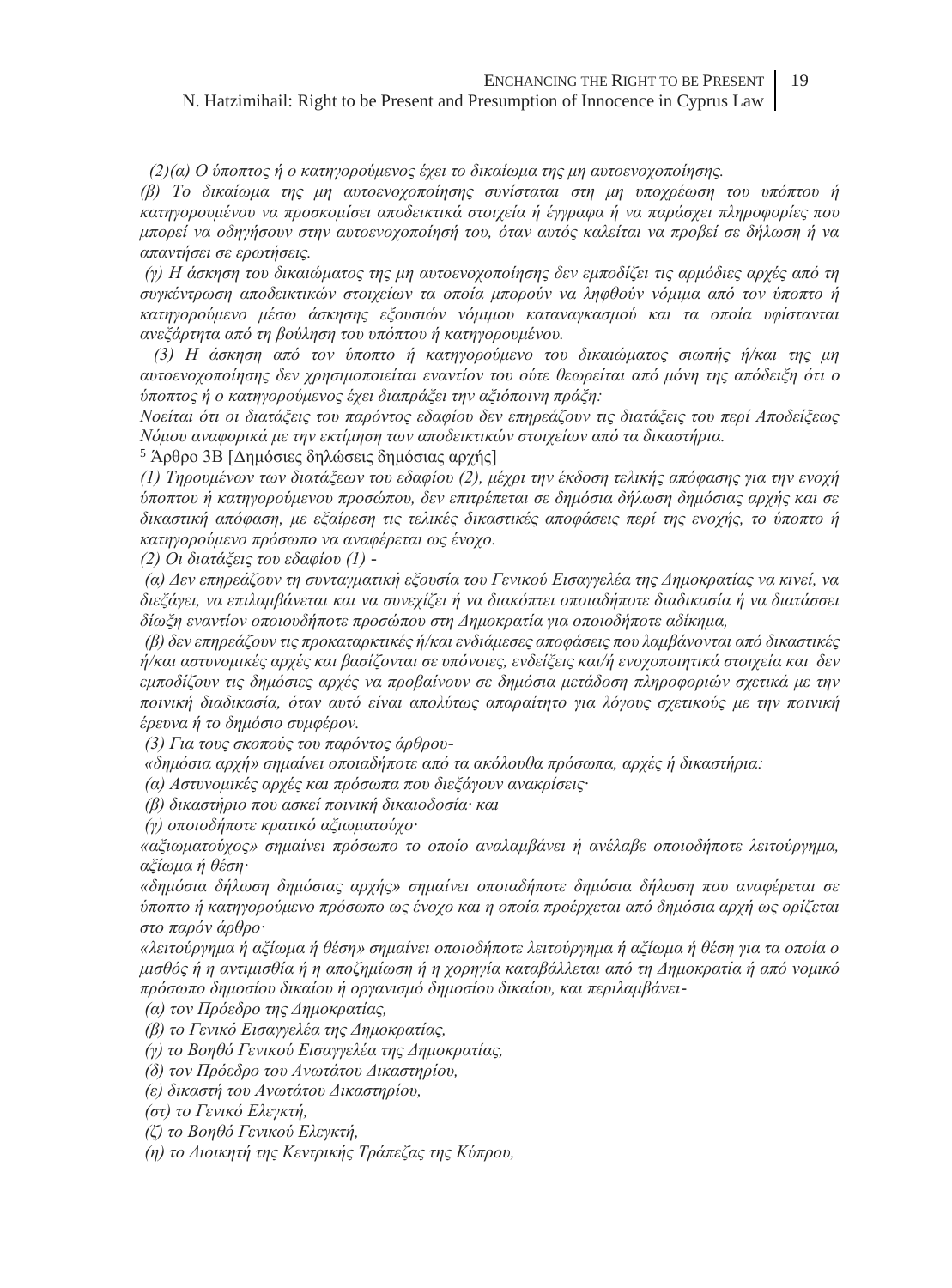*(2)(α) Ο ύποπτος ή ο κατηγορούμενος έχει το δικαίωμα της μη αυτοενοχοποίησης.*

*(β) Το δικαίωμα της μη αυτοενοχοποίησης συνίσταται στη μη υποχρέωση του υπόπτου ή κατηγορουμένου να προσκομίσει αποδεικτικά στοιχεία ή έγγραφα ή να παράσχει πληροφορίες που μπορεί να οδηγήσουν στην αυτοενοχοποίησή του, όταν αυτός καλείται να προβεί σε δήλωση ή να απαντήσει σε ερωτήσεις.*

*(γ) Η άσκηση του δικαιώματος της μη αυτοενοχοποίησης δεν εμποδίζει τις αρμόδιες αρχές από τη συγκέντρωση αποδεικτικών στοιχείων τα οποία μπορούν να ληφθούν νόμιμα από τον ύποπτο ή κατηγορούμενο μέσω άσκησης εξουσιών νόμιμου καταναγκασμού και τα οποία υφίστανται ανεξάρτητα από τη βούληση του υπόπτου ή κατηγορουμένου.*

*(3) Η άσκηση από τον ύποπτο ή κατηγορούμενο του δικαιώματος σιωπής ή/και της μη αυτοενοχοποίησης δεν χρησιμοποιείται εναντίον του ούτε θεωρείται από μόνη της απόδειξη ότι ο ύποπτος ή ο κατηγορούμενος έχει διαπράξει την αξιόποινη πράξη:*

*Νοείται ότι οι διατάξεις του παρόντος εδαφίου δεν επηρεάζουν τις διατάξεις του περί Αποδείξεως Νόμου αναφορικά με την εκτίμηση των αποδεικτικών στοιχείων από τα δικαστήρια.*

[5] Άρθρο 3Β [Δημόσιες δηλώσεις δημόσιας αρχής]

*(1) Τηρουμένων των διατάξεων του εδαφίου (2), μέχρι την έκδοση τελικής απόφασης για την ενοχή ύποπτου ή κατηγορούμενου προσώπου, δεν επιτρέπεται σε δημόσια δήλωση δημόσιας αρχής και σε δικαστική απόφαση, με εξαίρεση τις τελικές δικαστικές αποφάσεις περί της ενοχής, το ύποπτο ή κατηγορούμενο πρόσωπο να αναφέρεται ως ένοχο.*

*(2) Οι διατάξεις του εδαφίου (1) -*

*(α) Δεν επηρεάζουν τη συνταγματική εξουσία του Γενικού Εισαγγελέα της Δημοκρατίας να κινεί, να διεξάγει, να επιλαμβάνεται και να συνεχίζει ή να διακόπτει οποιαδήποτε διαδικασία ή να διατάσσει δίωξη εναντίον οποιουδήποτε προσώπου στη Δημοκρατία για οποιοδήποτε αδίκημα,*

*(β) δεν επηρεάζουν τις προκαταρκτικές ή/και ενδιάμεσες αποφάσεις που λαμβάνονται από δικαστικές ή/και αστυνομικές αρχές και βασίζονται σε υπόνοιες, ενδείξεις και/ή ενοχοποιητικά στοιχεία και δεν εμποδίζουν τις δημόσιες αρχές να προβαίνουν σε δημόσια μετάδοση πληροφοριών σχετικά με την ποινική διαδικασία, όταν αυτό είναι απολύτως απαραίτητο για λόγους σχετικούς με την ποινική έρευνα ή το δημόσιο συμφέρον.*

*(3) Για τους σκοπούς του παρόντος άρθρου-*

*«δημόσια αρχή» σημαίνει οποιαδήποτε από τα ακόλουθα πρόσωπα, αρχές ή δικαστήρια:*

*(α) Αστυνομικές αρχές και πρόσωπα που διεξάγουν ανακρίσεις·*

*(β) δικαστήριο που ασκεί ποινική δικαιοδοσία· και*

*(γ) οποιοδήποτε κρατικό αξιωματούχο·*

*«αξιωματούχος» σημαίνει πρόσωπο το οποίο αναλαμβάνει ή ανέλαβε οποιοδήποτε λειτούργημα, αξίωμα ή θέση·*

*«δημόσια δήλωση δημόσιας αρχής» σημαίνει οποιαδήποτε δημόσια δήλωση που αναφέρεται σε ύποπτο ή κατηγορούμενο πρόσωπο ως ένοχο και η οποία προέρχεται από δημόσια αρχή ως ορίζεται στο παρόν άρθρο·*

*«λειτούργημα ή αξίωμα ή θέση» σημαίνει οποιοδήποτε λειτούργημα ή αξίωμα ή θέση για τα οποία ο μισθός ή η αντιμισθία ή η αποζημίωση ή η χορηγία καταβάλλεται από τη Δημοκρατία ή από νομικό πρόσωπο δημοσίου δικαίου ή οργανισμό δημοσίου δικαίου, και περιλαμβάνει-*

*(α) τον Πρόεδρο της Δημοκρατίας,*

*(β) το Γενικό Εισαγγελέα της Δημοκρατίας,*

*(γ) το Βοηθό Γενικού Εισαγγελέα της Δημοκρατίας,*

*(δ) τον Πρόεδρο του Ανωτάτου Δικαστηρίου,*

*(ε) δικαστή του Ανωτάτου Δικαστηρίου,*

*(στ) το Γενικό Ελεγκτή,*

*(ζ) το Βοηθό Γενικού Ελεγκτή,*

*(η) το Διοικητή της Κεντρικής Τράπεζας της Κύπρου,*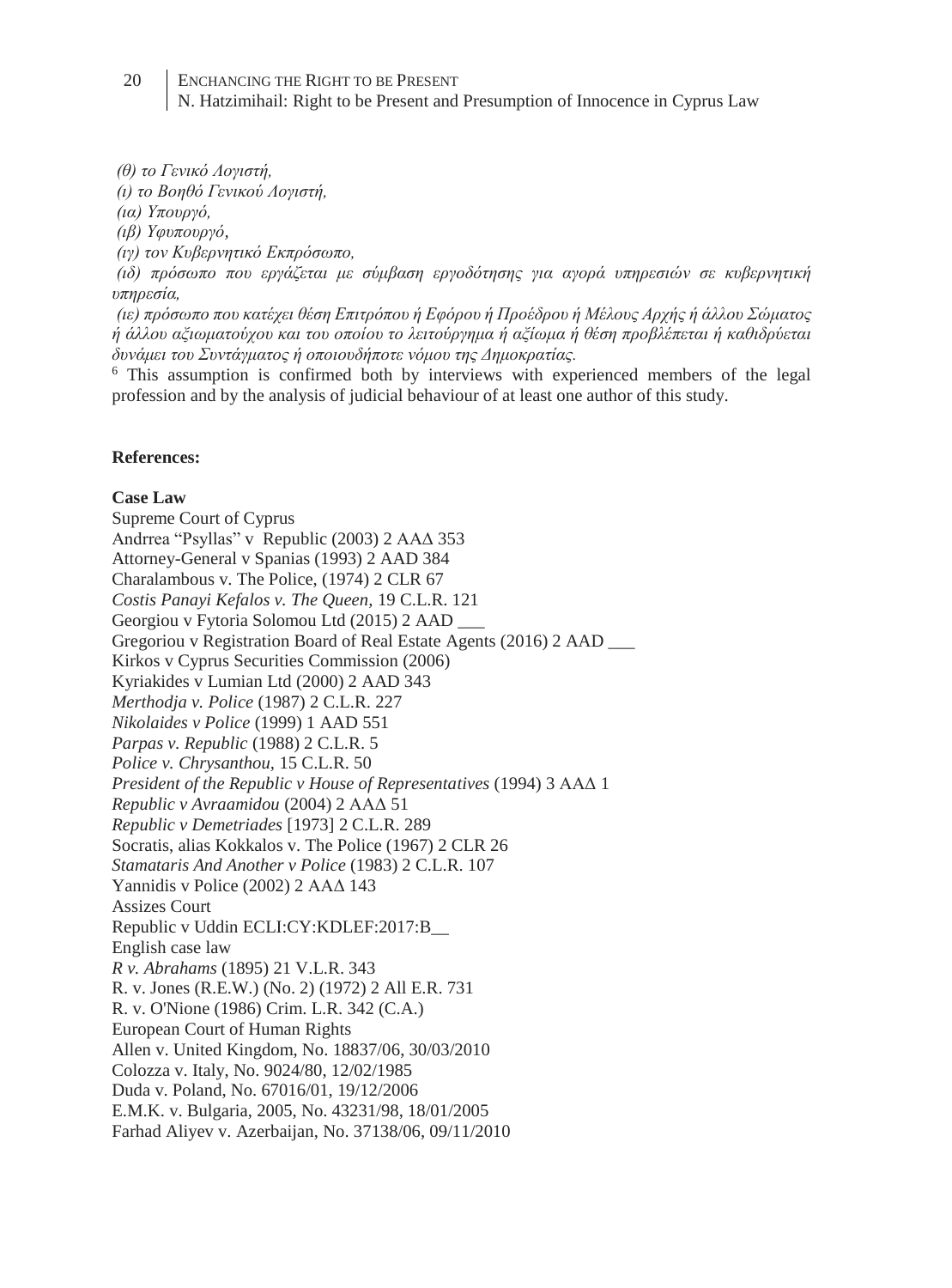*(θ) το Γενικό Λογιστή,*

*(ι) το Βοηθό Γενικού Λογιστή,*

*(ια) Υπουργό,*

*(ιβ) Υφυπουργό,*

*(ιγ) τον Κυβερνητικό Εκπρόσωπο,*

*(ιδ) πρόσωπο που εργάζεται με σύμβαση εργοδότησης για αγορά υπηρεσιών σε κυβερνητική υπηρεσία,*

*(ιε) πρόσωπο που κατέχει θέση Επιτρόπου ή Εφόρου ή Προέδρου ή Μέλους Αρχής ή άλλου Σώματος ή άλλου αξιωματούχου και του οποίου το λειτούργημα ή αξίωμα ή θέση προβλέπεται ή καθιδρύεται δυνάμει του Συντάγματος ή οποιουδήποτε νόμου της Δημοκρατίας.*

[6] This assumption is confirmed both by interviews with experienced members of the legal profession and by the analysis of judicial behaviour of at least one author of this study.

**References:**

**Case Law**

Supreme Court of Cyprus

Andrrea "Psyllas" v Republic (2003) 2 ΑΑΔ 353

Attorney-General v Spanias (1993) 2 AAD 384

Charalambous v. The Police, (1974) 2 CLR 67

*Costis Panayi Kefalos v. The Queen*, 19 C.L.R. 121

Georgiou v Fytoria Solomou Ltd (2015) 2 AAD ___

Gregoriou v Registration Board of Real Estate Agents (2016) 2 AAD ___

Kirkos v Cyprus Securities Commission (2006)

Kyriakides v Lumian Ltd (2000) 2 AAD 343

*Merthodja v. Police* (1987) 2 C.L.R. 227

*Nikolaides v Police* (1999) 1 AAD 551

*Parpas v. Republic* (1988) 2 C.L.R. 5

*Police v. Chrysanthou*, 15 C.L.R. 50

*President of the Republic v House of Representatives* (1994) 3 ΑΑΔ 1

*Republic v Avraamidou* (2004) 2 ΑΑΔ 51

*Republic v Demetriades* [1973] 2 C.L.R. 289

Socratis, alias Kokkalos v. The Police (1967) 2 CLR 26

*Stamataris And Another v Police* (1983) 2 C.L.R. 107

Yannidis v Police (2002) 2 ΑΑΔ 143

Assizes Court

Republic v Uddin ECLI:CY:KDLEF:2017:B__

English case law

*R v. Abrahams* (1895) 21 V.L.R. 343

R. v. Jones (R.E.W.) (No. 2) (1972) 2 All E.R. 731

R. v. O'Nione (1986) Crim. L.R. 342 (C.A.)

European Court of Human Rights

Allen v. United Kingdom, No. 18837/06, 30/03/2010

Colozza v. Italy, No. 9024/80, 12/02/1985

Duda v. Poland, No. 67016/01, 19/12/2006

E.M.K. v. Bulgaria, 2005, No. 43231/98, 18/01/2005

Farhad Aliyev v. Azerbaijan, No. 37138/06, 09/11/2010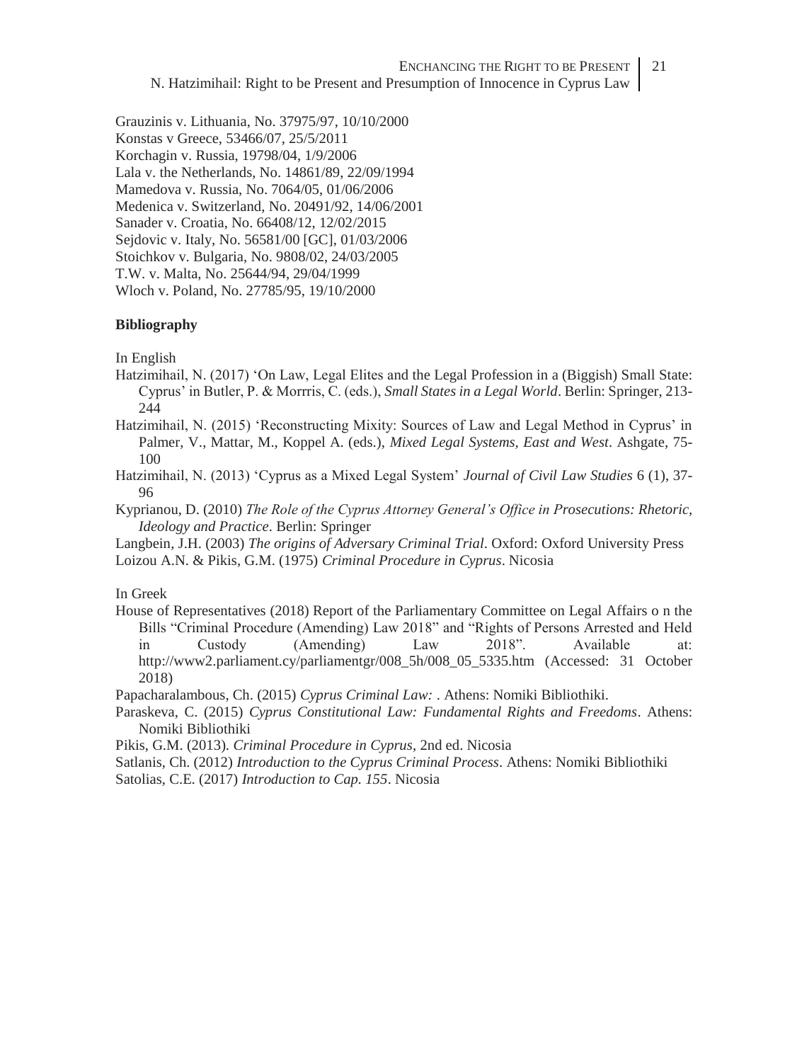Grauzinis v. Lithuania, No. 37975/97, 10/10/2000
Konstas v Greece, 53466/07, 25/5/2011
Korchagin v. Russia, 19798/04, 1/9/2006
Lala v. the Netherlands, No. 14861/89, 22/09/1994
Mamedova v. Russia, No. 7064/05, 01/06/2006
Medenica v. Switzerland, No. 20491/92, 14/06/2001
Sanader v. Croatia, No. 66408/12, 12/02/2015
Sejdovic v. Italy, No. 56581/00 [GC], 01/03/2006
Stoichkov v. Bulgaria, No. 9808/02, 24/03/2005
T.W. v. Malta, No. 25644/94, 29/04/1999
Wloch v. Poland, No. 27785/95, 19/10/2000

**Bibliography**

In English

Hatzimihail, N. (2017) 'On Law, Legal Elites and the Legal Profession in a (Biggish) Small State: Cyprus' in Butler, P. & Morrris, C. (eds.), *Small States in a Legal World*. Berlin: Springer, 213-244

Hatzimihail, N. (2015) 'Reconstructing Mixity: Sources of Law and Legal Method in Cyprus' in Palmer, V., Mattar, M., Koppel A. (eds.), *Mixed Legal Systems, East and West*. Ashgate, 75-100

Hatzimihail, N. (2013) 'Cyprus as a Mixed Legal System' *Journal of Civil Law Studies* 6 (1), 37-96

Kyprianou, D. (2010) *The Role of the Cyprus Attorney General's Office in Prosecutions: Rhetoric, Ideology and Practice*. Berlin: Springer

Langbein, J.H. (2003) *The origins of Adversary Criminal Trial*. Oxford: Oxford University Press

Loizou A.N. & Pikis, G.M. (1975) *Criminal Procedure in Cyprus*. Nicosia

In Greek

House of Representatives (2018) Report of the Parliamentary Committee on Legal Affairs o n the Bills "Criminal Procedure (Amending) Law 2018" and "Rights of Persons Arrested and Held in Custody (Amending) Law 2018". Available at: http://www2.parliament.cy/parliamentgr/008_5h/008_05_5335.htm (Accessed: 31 October 2018)

Papacharalambous, Ch. (2015) *Cyprus Criminal Law:* . Athens: Nomiki Bibliothiki.

Paraskeva, C. (2015) *Cyprus Constitutional Law: Fundamental Rights and Freedoms*. Athens: Nomiki Bibliothiki

Pikis, G.M. (2013). *Criminal Procedure in Cyprus*, 2nd ed. Nicosia

Satlanis, Ch. (2012) *Introduction to the Cyprus Criminal Process*. Athens: Nomiki Bibliothiki

Satolias, C.E. (2017) *Introduction to Cap. 155*. Nicosia